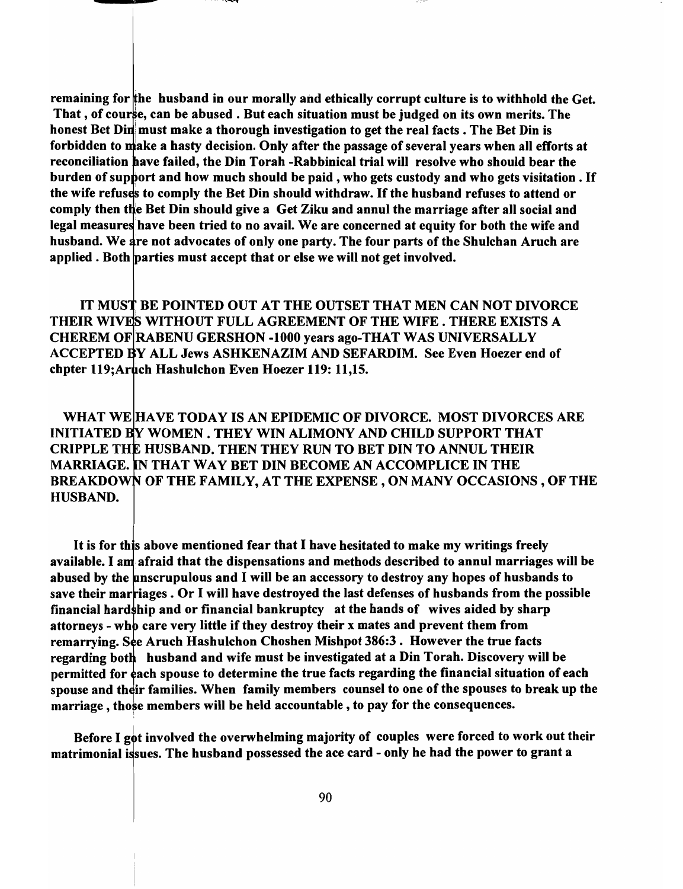**remaining for the husband in our morally and ethically corrupt culture is to withhold the Get. That , of course, can be abused . But each situation must be judged on its own merits. The honest Bet Din must make a thorough investigation to get the real facts . The Bet Din is forbidden to make a hasty decision. Only after the passage of several years when all efforts at reconciliation have failed, the Din Torah -Rabbinical trial will resolve who should bear the burden of support and how much should be paid , who gets custody and who gets visitation . If the wife refuses to comply the Bet Din should withdraw. If the husband refuses to attend or comply then the Bet Din should give a Get Ziku and annul the marriage after all social and legal measures have been tried to no avail. We are concerned at equity for both the wife and husband. We are not advocates of only one party. The four parts of the Shulchan Aruch are applied . Both parties must accept that or else we will not get involved.**

**IT MUST BE POINTED OUT AT THE OUTSET THAT MEN CAN NOT DIVORCE THEIR WIVES WITHOUT FULL AGREEMENT OF THE WIFE . THERE EXISTS A CHEREM OF RABENU GERSHON -1000 years ago-THAT WAS UNIVERSALLY ACCEPTED BY ALL Jews ASHKENAZIM AND SEFARDIM. See Even Hoezer end of chpter 119;Aruch Hashulchon Even Hoezer 119: 11,15.**

**WHAT WE HAVE TODAY IS AN EPIDEMIC OF DIVORCE. MOST DIVORCES ARE INITIATED BY WOMEN . THEY WIN ALIMONY AND CHILD SUPPORT THAT CRIPPLE THE HUSBAND. THEN THEY RUN TO BET DIN TO ANNUL THEIR MARRIAGE. IN THAT WAY BET DIN BECOME AN ACCOMPLICE IN THE BREAKDOWN OF THE FAMILY, AT THE EXPENSE , ON MANY OCCASIONS , OF THE HUSBAND.**

**It is for this above mentioned fear that I have hesitated to make my writings freely available. I am afraid that the dispensations and methods described to annul marriages will be abused by the unscrupulous and I will be an accessory to destroy any hopes of husbands to save their marriages . Or I will have destroyed the last defenses of husbands from the possible financial hardship and or financial bankruptcy at the hands of wives aided by sharp attorneys - who care very little if they destroy their x mates and prevent them from remarrying. See Aruch Hashulchon Choshen Mishpot 386:3 . However the true facts regarding both husband and wife must be investigated at a Din Torah. Discovery will be permitted for each spouse to determine the true facts regarding the financial situation of each spouse and their families. When family members counsel to one of the spouses to break up the marriage , those members will be held accountable , to pay for the consequences.**

**Before I got involved the overwhelming majority of couples were forced to work out their matrimonial issues. The husband possessed the ace card - only he had the power to grant a**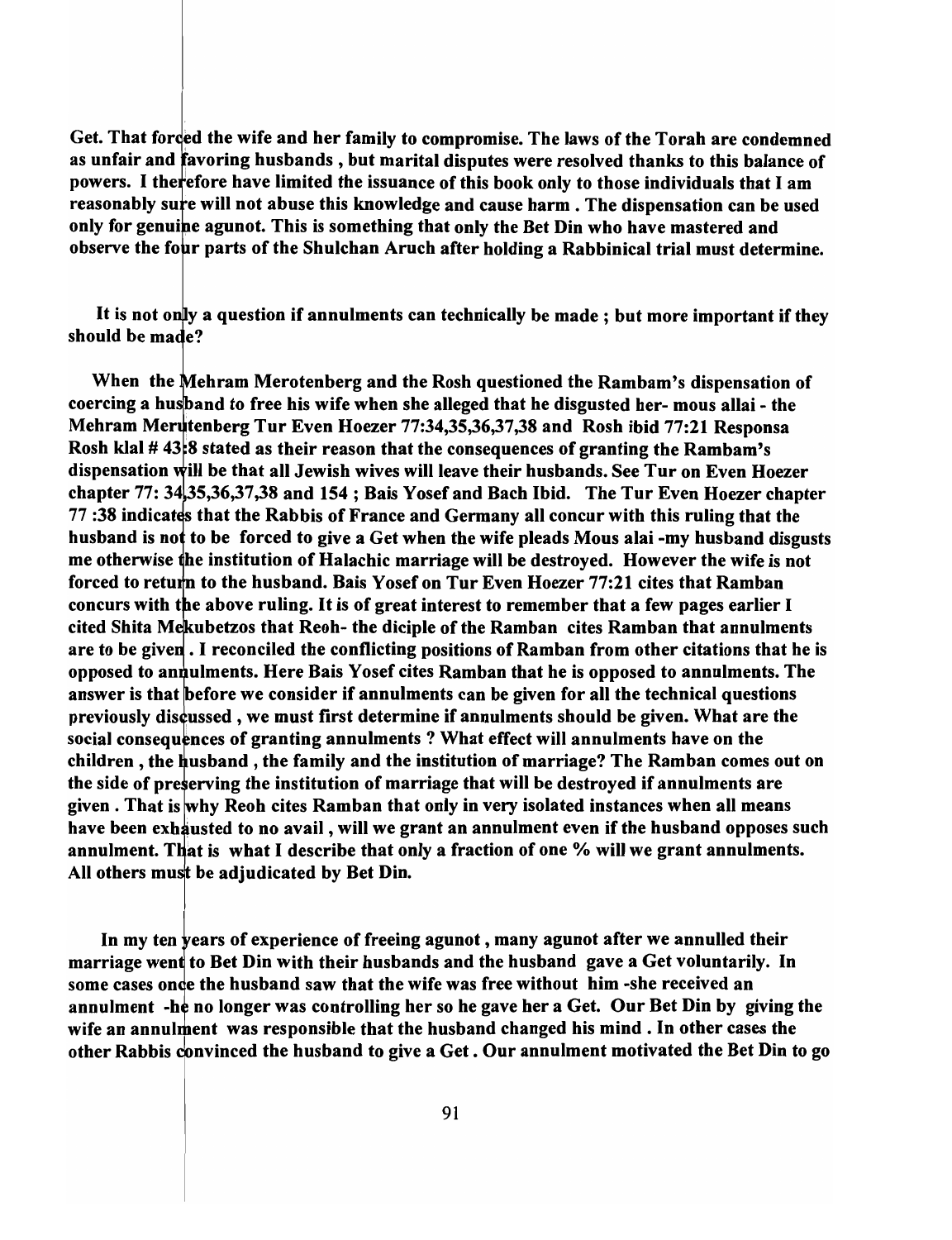**Get. That forced the wife and her family to compromise. The laws of the Torah are condemned as unfair and favoring husbands , but marital disputes were resolved thanks to this balance of powers. I therefore have limited the issuance of this book only to those individuals that I am reasonably sure will not abuse this knowledge and cause harm . The dispensation can be used only for genuine agunot. This is something that only the Bet Din who have mastered and observe the four parts of the Shulchan Aruch after holding a Rabbinical trial must determine.**

**It is not only a question if annulments can technically be made ; but more important if they should be made?**

**When the Mehram Merotenberg and the Rosh questioned the Rambam's dispensation of coercing a husband to free his wife when she alleged that he disgusted her- mous allai - the Mehram Merutenberg Tur Even Hoezer 77:34,35,36,37,38 and Rosh ibid 77:21 Responsa Rosh klal # 43:8 stated as their reason that the consequences of granting the Rambam's dispensation will be that all Jewish wives will leave their husbands. See Tur on Even Hoezer chapter 77: 34,35,36,37,38 and 154 ; Bais Yosef and Bach Ibid. The Tur Even Hoezer chapter 77 :38 indicates that the Rabbis of France and Germany all concur with this ruling that the husband is not to be forced to give a Get when the wife pleads Mous alai -my husband disgusts me otherwise the institution of Halachic marriage will be destroyed. However the wife is not forced to return to the husband. Bais Yosef on Tur Even Hoezer 77:21 cites that Ramban concurs with the above ruling. It is of great interest to remember that a few pages earlier I cited Shita Mekubetzos that Reoh- the diciple of the Ramban cites Ramban that annulments are to be given . I reconciled the conflicting positions of Ramban from other citations that he is opposed to annulments. Here Bais Yosef cites Ramban that he is opposed to annulments. The answer is that before we consider if annulments can be given for all the technical questions previously discussed , we must first determine if annulments should be given. What are the social consequences of granting annulments ? What effect will annulments have on the children , the husband , the family and the institution of marriage? The Ramban comes out on the side of preserving the institution of marriage that will be destroyed if annulments are given . That is why Reoh cites Ramban that only in very isolated instances when all means have been exhausted to no avail , will we grant an annulment even if the husband opposes such annulment. That is what I describe that only a fraction of one % will we grant annulments. All others must be adjudicated by Bet Din.**

**In my ten years of experience of freeing agunot , many agunot after we annulled their marriage went to Bet Din with their husbands and the husband gave a Get voluntarily. In some cases once the husband saw that the wife was free without him -she received an annulment -he no longer was controlling her so he gave her a Get. Our Bet Din by giving the wife an annulment was responsible that the husband changed his mind . In other cases the other Rabbis convinced the husband to give a Get . Our annulment motivated the Bet Din to go**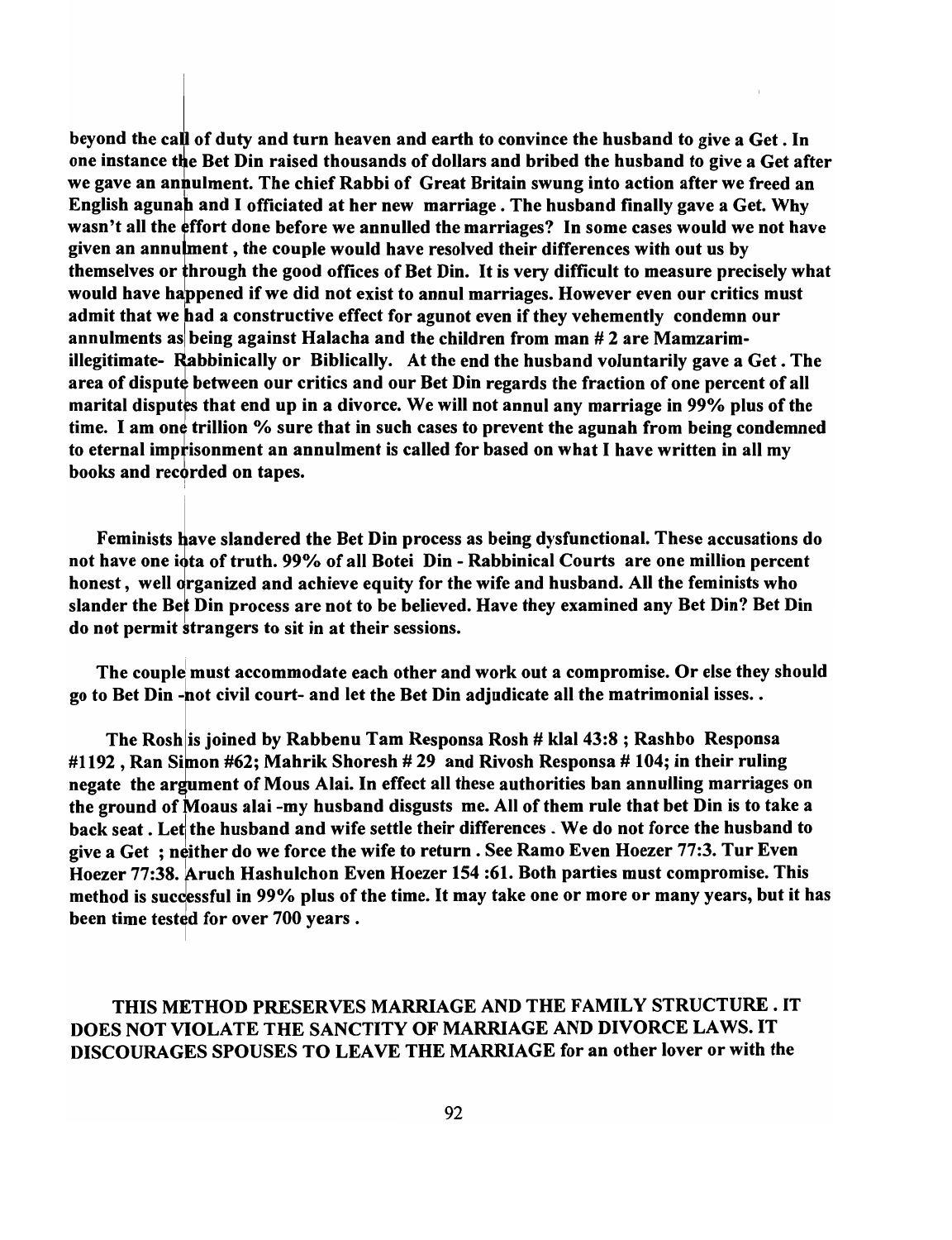beyond the call of duty and turn heaven and earth to convince the husband to give a Get. In one instance the Bet Din raised thousands of dollars and bribed the husband to give a Get after we gave an annulment. The chief Rabbi of Great Britain swung into action after we freed an English agunah and I officiated at her new marriage. The husband finally gave a Get. Why wasn't all the effort done before we annulled the marriages? In some cases would we not have given an annulment, the couple would have resolved their differences with out us by themselves or through the good offices of Bet Din. It is very difficult to measure precisely what would have happened if we did not exist to annul marriages. However even our critics must admit that we had a constructive effect for agunot even if they vehemently condemn our annulments as being against Halacha and the children from man # 2 are Mamzarim-illegitimate- Rabbinically or Biblically. At the end the husband voluntarily gave a Get. The area of dispute between our critics and our Bet Din regards the fraction of one percent of all marital disputes that end up in a divorce. We will not annul any marriage in 99% plus of the time. I am one trillion % sure that in such cases to prevent the agunah from being condemned to eternal imprisonment an annulment is called for based on what I have written in all my books and recorded on tapes.

Feminists have slandered the Bet Din process as being dysfunctional. These accusations do not have one iota of truth. 99% of all Botei Din - Rabbinical Courts are one million percent honest, well organized and achieve equity for the wife and husband. All the feminists who slander the Bet Din process are not to be believed. Have they examined any Bet Din? Bet Din do not permit strangers to sit in at their sessions.

The couple must accommodate each other and work out a compromise. Or else they should go to Bet Din -not civil court- and let the Bet Din adjudicate all the matrimonial isses. .

The Rosh is joined by Rabbenu Tam Responsa Rosh # klal 43:8 ; Rashbo Responsa #1192 , Ran Simon #62; Mahrik Shoresh # 29 and Rivosh Responsa # 104; in their ruling negate the argument of Mous Alai. In effect all these authorities ban annulling marriages on the ground of Moaus alai -my husband disgusts me. All of them rule that bet Din is to take a back seat. Let the husband and wife settle their differences. We do not force the husband to give a Get ; neither do we force the wife to return. See Ramo Even Hoezer 77:3. Tur Even Hoezer 77:38. Aruch Hashulchon Even Hoezer 154 :61. Both parties must compromise. This method is successful in 99% plus of the time. It may take one or more or many years, but it has been time tested for over 700 years.

THIS METHOD PRESERVES MARRIAGE AND THE FAMILY STRUCTURE. IT DOES NOT VIOLATE THE SANCTITY OF MARRIAGE AND DIVORCE LAWS. IT DISCOURAGES SPOUSES TO LEAVE THE MARRIAGE for an other lover or with the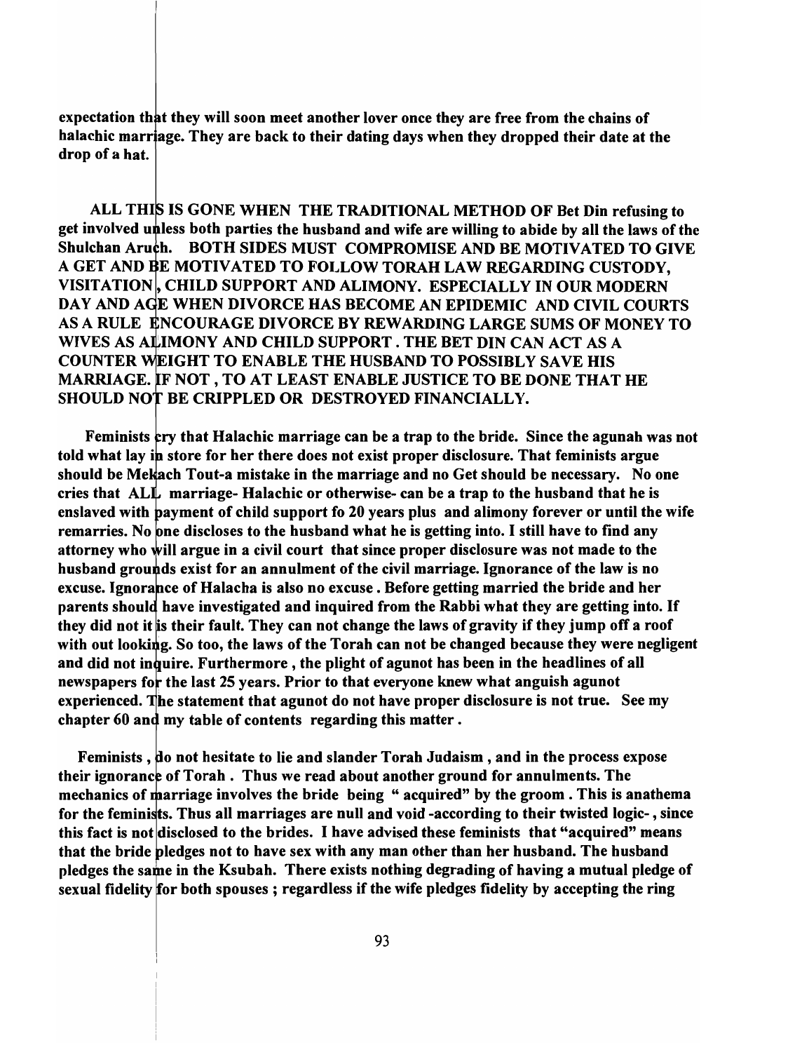**expectation that they will soon meet another lover once they are free from the chains of halachic marriage. They are back to their dating days when they dropped their date at the drop of a hat.**

**ALL THIS IS GONE WHEN THE TRADITIONAL METHOD OF Bet Din refusing to get involved unless both parties the husband and wife are willing to abide by all the laws of the Shulchan Aruch. BOTH SIDES MUST COMPROMISE AND BE MOTIVATED TO GIVE A GET AND BE MOTIVATED TO FOLLOW TORAH LAW REGARDING CUSTODY, VISITATION, CHILD SUPPORT AND ALIMONY. ESPECIALLY IN OUR MODERN DAY AND AGE WHEN DIVORCE HAS BECOME AN EPIDEMIC AND CIVIL COURTS AS A RULE ENCOURAGE DIVORCE BY REWARDING LARGE SUMS OF MONEY TO WIVES AS ALIMONY AND CHILD SUPPORT. THE BET DIN CAN ACT AS A COUNTER WEIGHT TO ENABLE THE HUSBAND TO POSSIBLY SAVE HIS MARRIAGE. IF NOT, TO AT LEAST ENABLE JUSTICE TO BE DONE THAT HE SHOULD NOT BE CRIPPLED OR DESTROYED FINANCIALLY.**

**Feminists cry that Halachic marriage can be a trap to the bride. Since the agunah was not told what lay in store for her there does not exist proper disclosure. That feminists argue should be Mekach Tout-a mistake in the marriage and no Get should be necessary. No one cries that ALL marriage- Halachic or otherwise- can be a trap to the husband that he is enslaved with payment of child support fo 20 years plus and alimony forever or until the wife remarries. No one discloses to the husband what he is getting into. I still have to find any attorney who will argue in a civil court that since proper disclosure was not made to the husband grounds exist for an annulment of the civil marriage. Ignorance of the law is no excuse. Ignorance of Halacha is also no excuse. Before getting married the bride and her parents should have investigated and inquired from the Rabbi what they are getting into. If they did not it is their fault. They can not change the laws of gravity if they jump off a roof with out looking. So too, the laws of the Torah can not be changed because they were negligent and did not inquire. Furthermore, the plight of agunot has been in the headlines of all newspapers for the last 25 years. Prior to that everyone knew what anguish agunot experienced. The statement that agunot do not have proper disclosure is not true. See my chapter 60 and my table of contents regarding this matter.**

**Feminists, do not hesitate to lie and slander Torah Judaism, and in the process expose their ignorance of Torah. Thus we read about another ground for annulments. The mechanics of marriage involves the bride being "acquired" by the groom. This is anathema for the feminists. Thus all marriages are null and void -according to their twisted logic-, since this fact is not disclosed to the brides. I have advised these feminists that "acquired" means that the bride pledges not to have sex with any man other than her husband. The husband pledges the same in the Ksubah. There exists nothing degrading of having a mutual pledge of sexual fidelity for both spouses; regardless if the wife pledges fidelity by accepting the ring**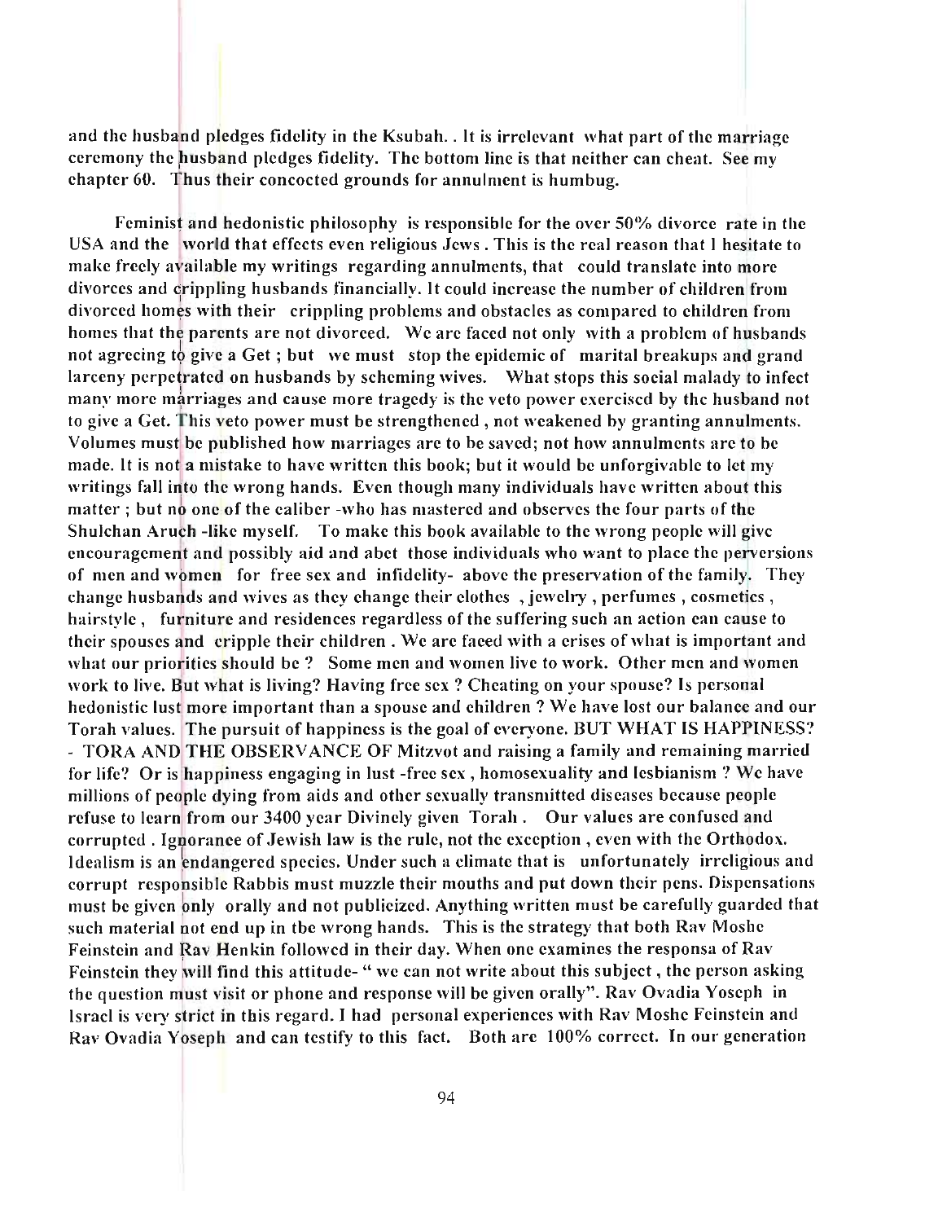and the husband pledges fidelity in the Ksubah. . It is irrelevant what part of the marriage ceremony the husband pledges fidelity. The bottom line is that neither can cheat. See my chapter 60. Thus their concocted grounds for annulment is humbug.

Feminist and hedonistic philosophy is responsible for the over 50% divorce rate in the USA and the world that effects even religious Jews . This is the real reason that I hesitate to make freely available my writings regarding annulments, that could translate into more divorces and crippling husbands financially. It could increase the number of children from divorced homes with their crippling problems and obstacles as compared to children from homes that the parents are not divorced. We are faced not only with a problem of husbands not agreeing to give a Get ; but we must stop the epidemic of marital breakups and grand larceny perpetrated on husbands by scheming wives. What stops this social malady to infect many more marriages and cause more tragedy is the veto power exercised by the husband not to give a Get. This veto power must be strengthened , not weakened by granting annulments. Volumes must be published how marriages are to be saved; not how annulments are to be made. It is not a mistake to have written this book; but it would be unforgivable to let my writings fall into the wrong hands. Even though many individuals have written about this matter ; but no one of the caliber -who has mastered and observes the four parts of the Shulchan Aruch -like myself. To make this book available to the wrong people will give encouragement and possibly aid and abet those individuals who want to place the perversions of men and women for free sex and infidelity- above the preservation of the family. They change husbands and wives as they change their clothes , jewelry , perfumes , cosmetics , hairstyle , furniture and residences regardless of the suffering such an action can cause to their spouses and cripple their children . We are faced with a crises of what is important and what our priorities should be ? Some men and women live to work. Other men and women work to live. But what is living? Having free sex ? Cheating on your spouse? Is personal hedonistic lust more important than a spouse and children ? We have lost our balance and our Torah values. The pursuit of happiness is the goal of everyone. BUT WHAT IS HAPPINESS? - TORA AND THE OBSERVANCE OF Mitzvot and raising a family and remaining married for life? Or is happiness engaging in lust -free sex , homosexuality and lesbianism ? We have millions of people dying from aids and other sexually transmitted diseases because people refuse to learn from our 3400 year Divinely given Torah . Our values are confused and corrupted . Ignorance of Jewish law is the rule, not the exception , even with the Orthodox. Idealism is an endangered species. Under such a climate that is unfortunately irreligious and corrupt responsible Rabbis must muzzle their mouths and put down their pens. Dispensations must be given only orally and not publicized. Anything written must be carefully guarded that such material not end up in the wrong hands. This is the strategy that both Rav Moshe Feinstein and Rav Henkin followed in their day. When one examines the responsa of Rav Feinstein they will find this attitude- " we can not write about this subject , the person asking the question must visit or phone and response will be given orally". Rav Ovadia Yoseph in Israel is very strict in this regard. I had personal experiences with Rav Moshe Feinstein and Rav Ovadia Yoseph and can testify to this fact. Both are 100% correct. In our generation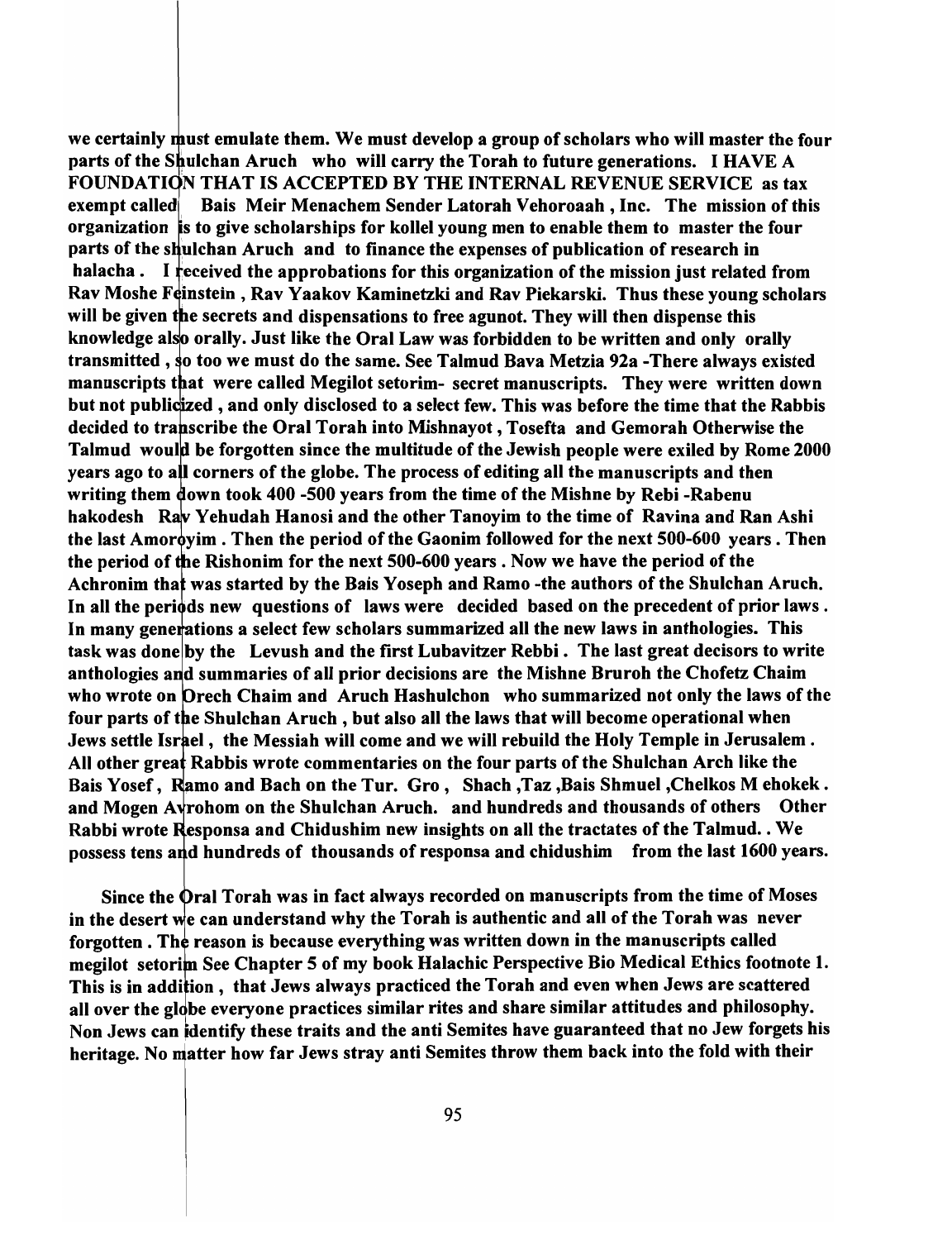we certainly must emulate them. We must develop a group of scholars who will master the four parts of the Shulchan Aruch who will carry the Torah to future generations. I HAVE A FOUNDATION THAT IS ACCEPTED BY THE INTERNAL REVENUE SERVICE as tax exempt called Bais Meir Menachem Sender Latorah Vehoroaah , Inc. The mission of this organization is to give scholarships for kollel young men to enable them to master the four parts of the shulchan Aruch and to finance the expenses of publication of research in halacha . I received the approbations for this organization of the mission just related from Rav Moshe Feinstein , Rav Yaakov Kaminetzki and Rav Piekarski. Thus these young scholars will be given the secrets and dispensations to free agunot. They will then dispense this knowledge also orally. Just like the Oral Law was forbidden to be written and only orally transmitted , so too we must do the same. See Talmud Bava Metzia 92a -There always existed manuscripts that were called Megilot setorim- secret manuscripts. They were written down but not publicized , and only disclosed to a select few. This was before the time that the Rabbis decided to transcribe the Oral Torah into Mishnayot , Tosefta and Gemorah Otherwise the Talmud would be forgotten since the multitude of the Jewish people were exiled by Rome 2000 years ago to all corners of the globe. The process of editing all the manuscripts and then writing them down took 400 -500 years from the time of the Mishne by Rebi -Rabenu hakodesh Rav Yehudah Hanosi and the other Tanoyim to the time of Ravina and Ran Ashi the last Amoroyim . Then the period of the Gaonim followed for the next 500-600 years . Then the period of the Rishonim for the next 500-600 years . Now we have the period of the Achronim that was started by the Bais Yoseph and Ramo -the authors of the Shulchan Aruch. In all the periods new questions of laws were decided based on the precedent of prior laws . In many generations a select few scholars summarized all the new laws in anthologies. This task was done by the Levush and the first Lubavitzer Rebbi . The last great decisors to write anthologies and summaries of all prior decisions are the Mishne Bruroh the Chofetz Chaim who wrote on Orech Chaim and Aruch Hashulchon who summarized not only the laws of the four parts of the Shulchan Aruch , but also all the laws that will become operational when Jews settle Israel , the Messiah will come and we will rebuild the Holy Temple in Jerusalem . All other great Rabbis wrote commentaries on the four parts of the Shulchan Arch like the Bais Yosef , Ramo and Bach on the Tur. Gro , Shach ,Taz ,Bais Shmuel ,Chelkos M ehokek . and Mogen Avrohom on the Shulchan Aruch. and hundreds and thousands of others Other Rabbi wrote Responsa and Chidushim new insights on all the tractates of the Talmud. . We possess tens and hundreds of thousands of responsa and chidushim from the last 1600 years.

Since the Oral Torah was in fact always recorded on manuscripts from the time of Moses in the desert we can understand why the Torah is authentic and all of the Torah was never forgotten . The reason is because everything was written down in the manuscripts called megilot setorim See Chapter 5 of my book Halachic Perspective Bio Medical Ethics footnote 1. This is in addition , that Jews always practiced the Torah and even when Jews are scattered all over the globe everyone practices similar rites and share similar attitudes and philosophy. Non Jews can identify these traits and the anti Semites have guaranteed that no Jew forgets his heritage. No matter how far Jews stray anti Semites throw them back into the fold with their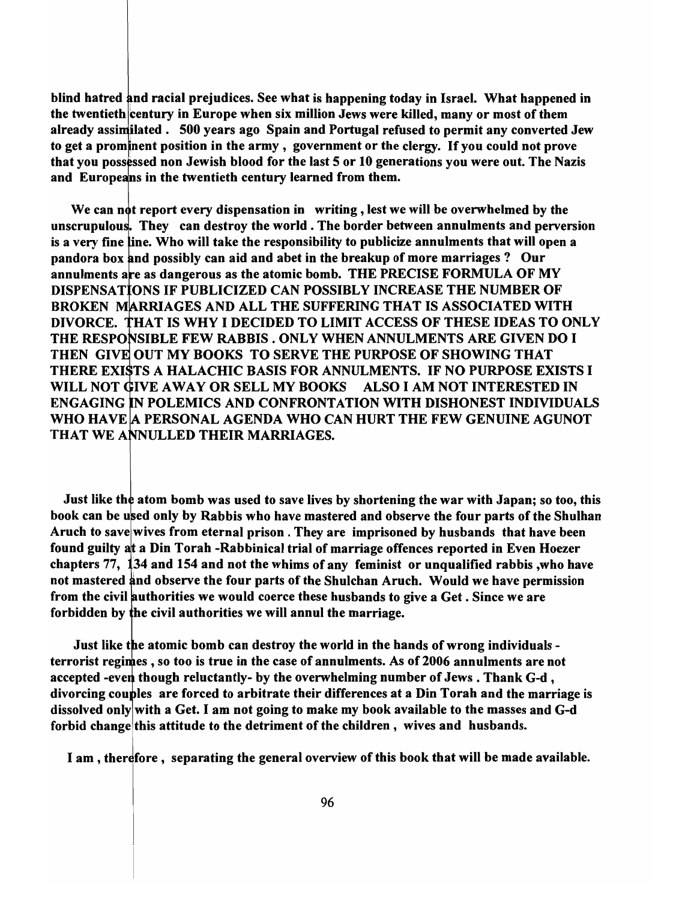**blind hatred and racial prejudices. See what is happening today in Israel. What happened in the twentieth century in Europe when six million Jews were killed, many or most of them already assimilated . 500 years ago Spain and Portugal refused to permit any converted Jew to get a prominent position in the army , government or the clergy. If you could not prove that you possessed non Jewish blood for the last 5 or 10 generations you were out. The Nazis and Europeans in the twentieth century learned from them.**

**We can not report every dispensation in writing , lest we will be overwhelmed by the unscrupulous. They can destroy the world . The border between annulments and perversion is a very fine line. Who will take the responsibility to publicize annulments that will open a pandora box and possibly can aid and abet in the breakup of more marriages ? Our annulments are as dangerous as the atomic bomb. THE PRECISE FORMULA OF MY DISPENSATIONS IF PUBLICIZED CAN POSSIBLY INCREASE THE NUMBER OF BROKEN MARRIAGES AND ALL THE SUFFERING THAT IS ASSOCIATED WITH DIVORCE. THAT IS WHY I DECIDED TO LIMIT ACCESS OF THESE IDEAS TO ONLY THE RESPONSIBLE FEW RABBIS . ONLY WHEN ANNULMENTS ARE GIVEN DO I THEN GIVE OUT MY BOOKS TO SERVE THE PURPOSE OF SHOWING THAT THERE EXISTS A HALACHIC BASIS FOR ANNULMENTS. IF NO PURPOSE EXISTS I WILL NOT GIVE AWAY OR SELL MY BOOKS ALSO I AM NOT INTERESTED IN ENGAGING IN POLEMICS AND CONFRONTATION WITH DISHONEST INDIVIDUALS WHO HAVE A PERSONAL AGENDA WHO CAN HURT THE FEW GENUINE AGUNOT THAT WE ANNULLED THEIR MARRIAGES.**

**Just like the atom bomb was used to save lives by shortening the war with Japan; so too, this book can be used only by Rabbis who have mastered and observe the four parts of the Shulhan Aruch to save wives from eternal prison . They are imprisoned by husbands that have been found guilty at a Din Torah -Rabbinical trial of marriage offences reported in Even Hoezer chapters 77, 134 and 154 and not the whims of any feminist or unqualified rabbis ,who have not mastered and observe the four parts of the Shulchan Aruch. Would we have permission from the civil authorities we would coerce these husbands to give a Get . Since we are forbidden by the civil authorities we will annul the marriage.**

**Just like the atomic bomb can destroy the world in the hands of wrong individuals - terrorist regimes , so too is true in the case of annulments. As of 2006 annulments are not accepted -even though reluctantly- by the overwhelming number of Jews . Thank G-d , divorcing couples are forced to arbitrate their differences at a Din Torah and the marriage is dissolved only with a Get. I am not going to make my book available to the masses and G-d forbid change this attitude to the detriment of the children , wives and husbands.**

**I am , therefore , separating the general overview of this book that will be made available.**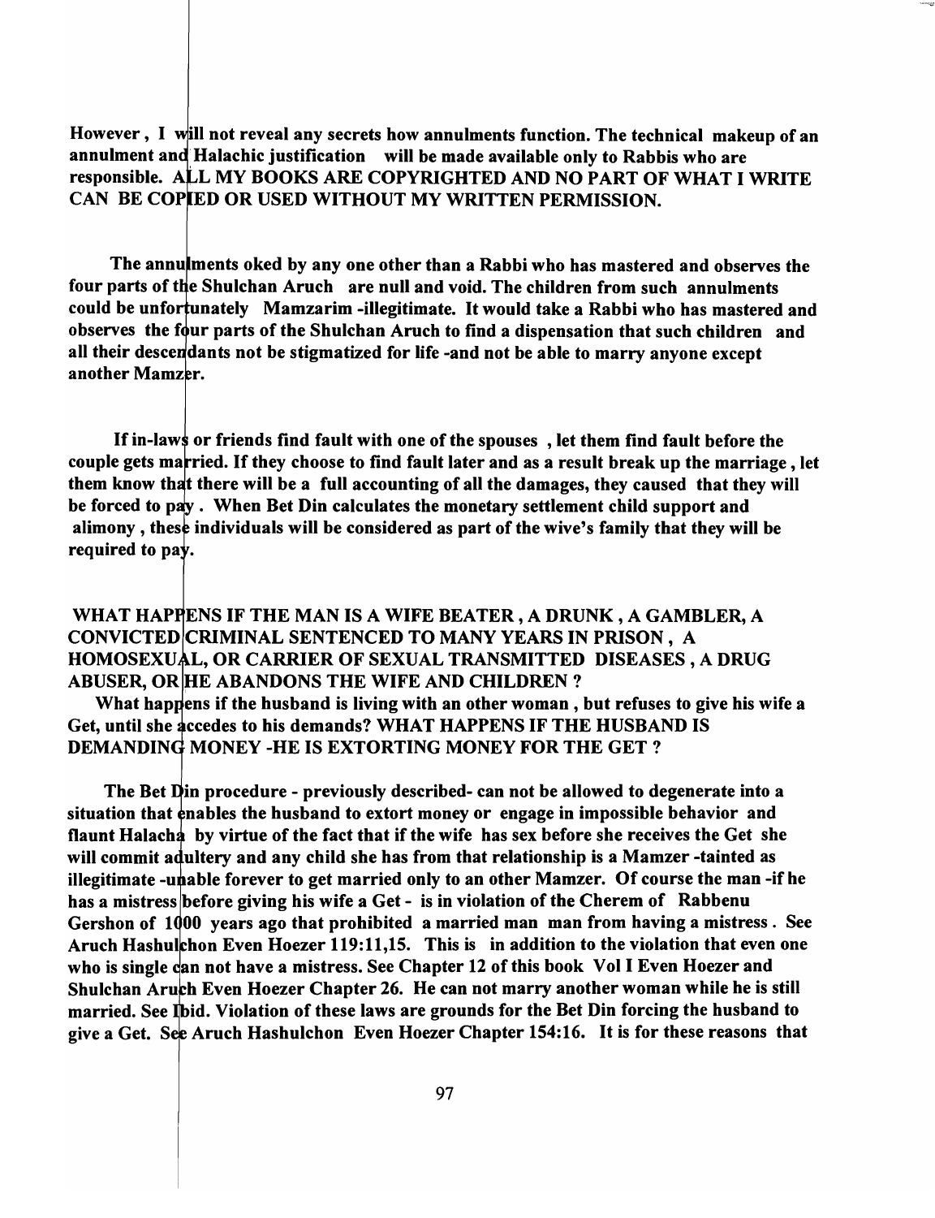**However , I will not reveal any secrets how annulments function. The technical makeup of an annulment and Halachic justification will be made available only to Rabbis who are responsible. ALL MY BOOKS ARE COPYRIGHTED AND NO PART OF WHAT I WRITE CAN BE COPIED OR USED WITHOUT MY WRITTEN PERMISSION.**

**The annulments oked by any one other than a Rabbi who has mastered and observes the four parts of the Shulchan Aruch are null and void. The children from such annulments could be unfortunately Mamzarim -illegitimate. It would take a Rabbi who has mastered and observes the four parts of the Shulchan Aruch to find a dispensation that such children and all their descendants not be stigmatized for life -and not be able to marry anyone except another Mamzer.**

**If in-laws or friends find fault with one of the spouses , let them find fault before the couple gets married. If they choose to find fault later and as a result break up the marriage , let them know that there will be a full accounting of all the damages, they caused that they will be forced to pay . When Bet Din calculates the monetary settlement child support and alimony , these individuals will be considered as part of the wive's family that they will be required to pay.**

**WHAT HAPPENS IF THE MAN IS A WIFE BEATER , A DRUNK , A GAMBLER, A CONVICTED CRIMINAL SENTENCED TO MANY YEARS IN PRISON , A HOMOSEXUAL, OR CARRIER OF SEXUAL TRANSMITTED DISEASES , A DRUG ABUSER, OR HE ABANDONS THE WIFE AND CHILDREN ?**

**What happens if the husband is living with an other woman , but refuses to give his wife a Get, until she accedes to his demands? WHAT HAPPENS IF THE HUSBAND IS DEMANDING MONEY -HE IS EXTORTING MONEY FOR THE GET ?**

**The Bet Din procedure - previously described- can not be allowed to degenerate into a situation that enables the husband to extort money or engage in impossible behavior and flaunt Halacha by virtue of the fact that if the wife has sex before she receives the Get she will commit adultery and any child she has from that relationship is a Mamzer -tainted as illegitimate -unable forever to get married only to an other Mamzer. Of course the man -if he has a mistress before giving his wife a Get - is in violation of the Cherem of Rabbenu Gershon of 1000 years ago that prohibited a married man man from having a mistress . See Aruch Hashulchon Even Hoezer 119:11,15. This is in addition to the violation that even one who is single can not have a mistress. See Chapter 12 of this book Vol I Even Hoezer and Shulchan Aruch Even Hoezer Chapter 26. He can not marry another woman while he is still married. See Ibid. Violation of these laws are grounds for the Bet Din forcing the husband to give a Get. See Aruch Hashulchon Even Hoezer Chapter 154:16. It is for these reasons that**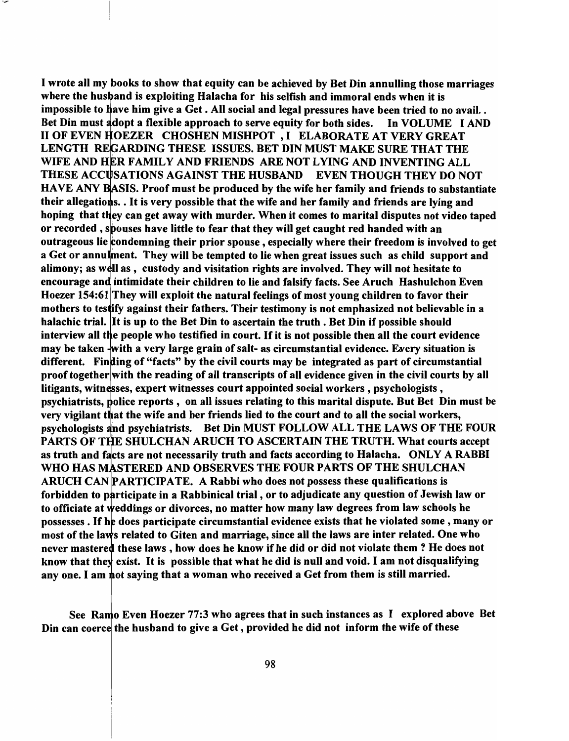**I wrote all my books to show that equity can be achieved by Bet Din annulling those marriages where the husband is exploiting Halacha for his selfish and immoral ends when it is impossible to have him give a Get. All social and legal pressures have been tried to no avail.. Bet Din must adopt a flexible approach to serve equity for both sides. In VOLUME I AND II OF EVEN HOEZER CHOSHEN MISHPOT , I ELABORATE AT VERY GREAT LENGTH REGARDING THESE ISSUES. BET DIN MUST MAKE SURE THAT THE WIFE AND HER FAMILY AND FRIENDS ARE NOT LYING AND INVENTING ALL THESE ACCUSATIONS AGAINST THE HUSBAND EVEN THOUGH THEY DO NOT HAVE ANY BASIS. Proof must be produced by the wife her family and friends to substantiate their allegations.. It is very possible that the wife and her family and friends are lying and hoping that they can get away with murder. When it comes to marital disputes not video taped or recorded , spouses have little to fear that they will get caught red handed with an outrageous lie condemning their prior spouse , especially where their freedom is involved to get a Get or annulment. They will be tempted to lie when great issues such as child support and alimony; as well as , custody and visitation rights are involved. They will not hesitate to encourage and intimidate their children to lie and falsify facts. See Aruch Hashulchon Even Hoezer 154:61 They will exploit the natural feelings of most young children to favor their mothers to testify against their fathers. Their testimony is not emphasized not believable in a halachic trial. It is up to the Bet Din to ascertain the truth . Bet Din if possible should interview all the people who testified in court. If it is not possible then all the court evidence may be taken -with a very large grain of salt- as circumstantial evidence. Every situation is different. Finding of "facts" by the civil courts may be integrated as part of circumstantial proof together with the reading of all transcripts of all evidence given in the civil courts by all litigants, witnesses, expert witnesses court appointed social workers , psychologists , psychiatrists, police reports , on all issues relating to this marital dispute. But Bet Din must be very vigilant that the wife and her friends lied to the court and to all the social workers, psychologists and psychiatrists. Bet Din MUST FOLLOW ALL THE LAWS OF THE FOUR PARTS OF THE SHULCHAN ARUCH TO ASCERTAIN THE TRUTH. What courts accept as truth and facts are not necessarily truth and facts according to Halacha. ONLY A RABBI WHO HAS MASTERED AND OBSERVES THE FOUR PARTS OF THE SHULCHAN ARUCH CAN PARTICIPATE. A Rabbi who does not possess these qualifications is forbidden to participate in a Rabbinical trial , or to adjudicate any question of Jewish law or to officiate at weddings or divorces, no matter how many law degrees from law schools he possesses . If he does participate circumstantial evidence exists that he violated some , many or most of the laws related to Giten and marriage, since all the laws are inter related. One who never mastered these laws , how does he know if he did or did not violate them ? He does not know that they exist. It is possible that what he did is null and void. I am not disqualifying any one. I am not saying that a woman who received a Get from them is still married.**

**See Ramo Even Hoezer 77:3 who agrees that in such instances as I explored above Bet Din can coerce the husband to give a Get , provided he did not inform the wife of these**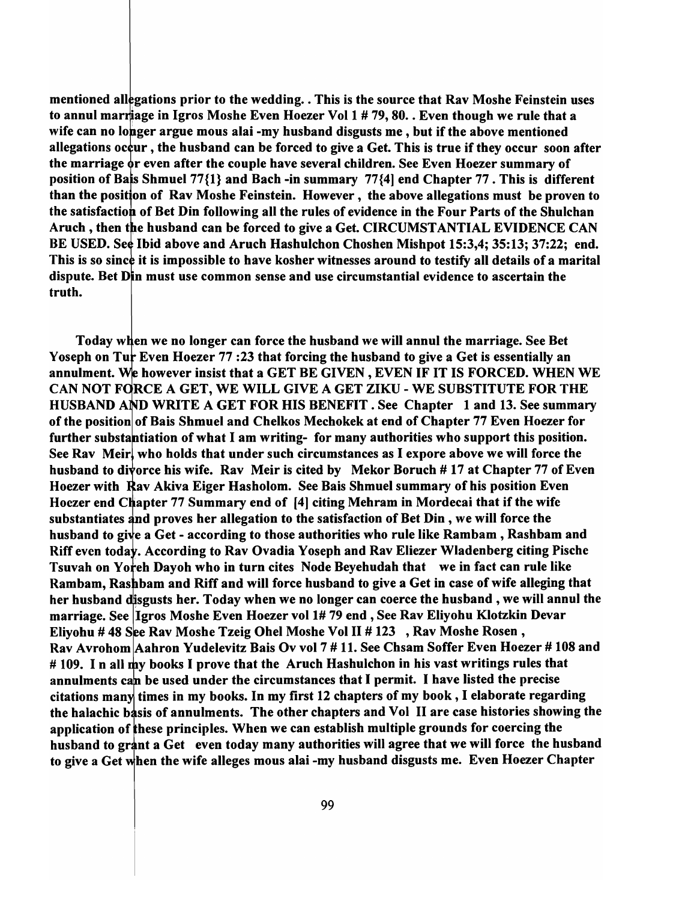**mentioned allegations prior to the wedding. . This is the source that Rav Moshe Feinstein uses to annul marriage in Igros Moshe Even Hoezer Vol 1 # 79, 80. . Even though we rule that a wife can no longer argue mous alai -my husband disgusts me , but if the above mentioned allegations occur , the husband can be forced to give a Get. This is true if they occur soon after the marriage or even after the couple have several children. See Even Hoezer summary of position of Bais Shmuel 77{1} and Bach -in summary 77{4] end Chapter 77 . This is different than the position of Rav Moshe Feinstein. However , the above allegations must be proven to the satisfaction of Bet Din following all the rules of evidence in the Four Parts of the Shulchan Aruch , then the husband can be forced to give a Get. CIRCUMSTANTIAL EVIDENCE CAN BE USED. See Ibid above and Aruch Hashulchon Choshen Mishpot 15:3,4; 35:13; 37:22; end. This is so since it is impossible to have kosher witnesses around to testify all details of a marital dispute. Bet Din must use common sense and use circumstantial evidence to ascertain the truth.**

**Today when we no longer can force the husband we will annul the marriage. See Bet Yoseph on Tur Even Hoezer 77 :23 that forcing the husband to give a Get is essentially an annulment. We however insist that a GET BE GIVEN , EVEN IF IT IS FORCED. WHEN WE CAN NOT FORCE A GET, WE WILL GIVE A GET ZIKU - WE SUBSTITUTE FOR THE HUSBAND AND WRITE A GET FOR HIS BENEFIT . See Chapter 1 and 13. See summary of the position of Bais Shmuel and Chelkos Mechokek at end of Chapter 77 Even Hoezer for further substantiation of what I am writing- for many authorities who support this position. See Rav Meir, who holds that under such circumstances as I expore above we will force the husband to divorce his wife. Rav Meir is cited by Mekor Boruch # 17 at Chapter 77 of Even Hoezer with Rav Akiva Eiger Hasholom. See Bais Shmuel summary of his position Even Hoezer end Chapter 77 Summary end of [4] citing Mehram in Mordecai that if the wife substantiates and proves her allegation to the satisfaction of Bet Din , we will force the husband to give a Get - according to those authorities who rule like Rambam , Rashbam and Riff even today. According to Rav Ovadia Yoseph and Rav Eliezer Wladenberg citing Pische Tsuvah on Yoreh Dayoh who in turn cites Node Beyehudah that we in fact can rule like Rambam, Rashbam and Riff and will force husband to give a Get in case of wife alleging that her husband disgusts her. Today when we no longer can coerce the husband , we will annul the marriage. See Igros Moshe Even Hoezer vol 1# 79 end , See Rav Eliyohu Klotzkin Devar Eliyohu # 48 See Rav Moshe Tzeig Ohel Moshe Vol II # 123 , Rav Moshe Rosen , Rav Avrohom Aahron Yudelevitz Bais Ov vol 7 # 11. See Chsam Soffer Even Hoezer # 108 and # 109. I n all my books I prove that the Aruch Hashulchon in his vast writings rules that annulments can be used under the circumstances that I permit. I have listed the precise citations many times in my books. In my first 12 chapters of my book , I elaborate regarding the halachic basis of annulments. The other chapters and Vol II are case histories showing the application of these principles. When we can establish multiple grounds for coercing the husband to grant a Get even today many authorities will agree that we will force the husband to give a Get when the wife alleges mous alai -my husband disgusts me. Even Hoezer Chapter**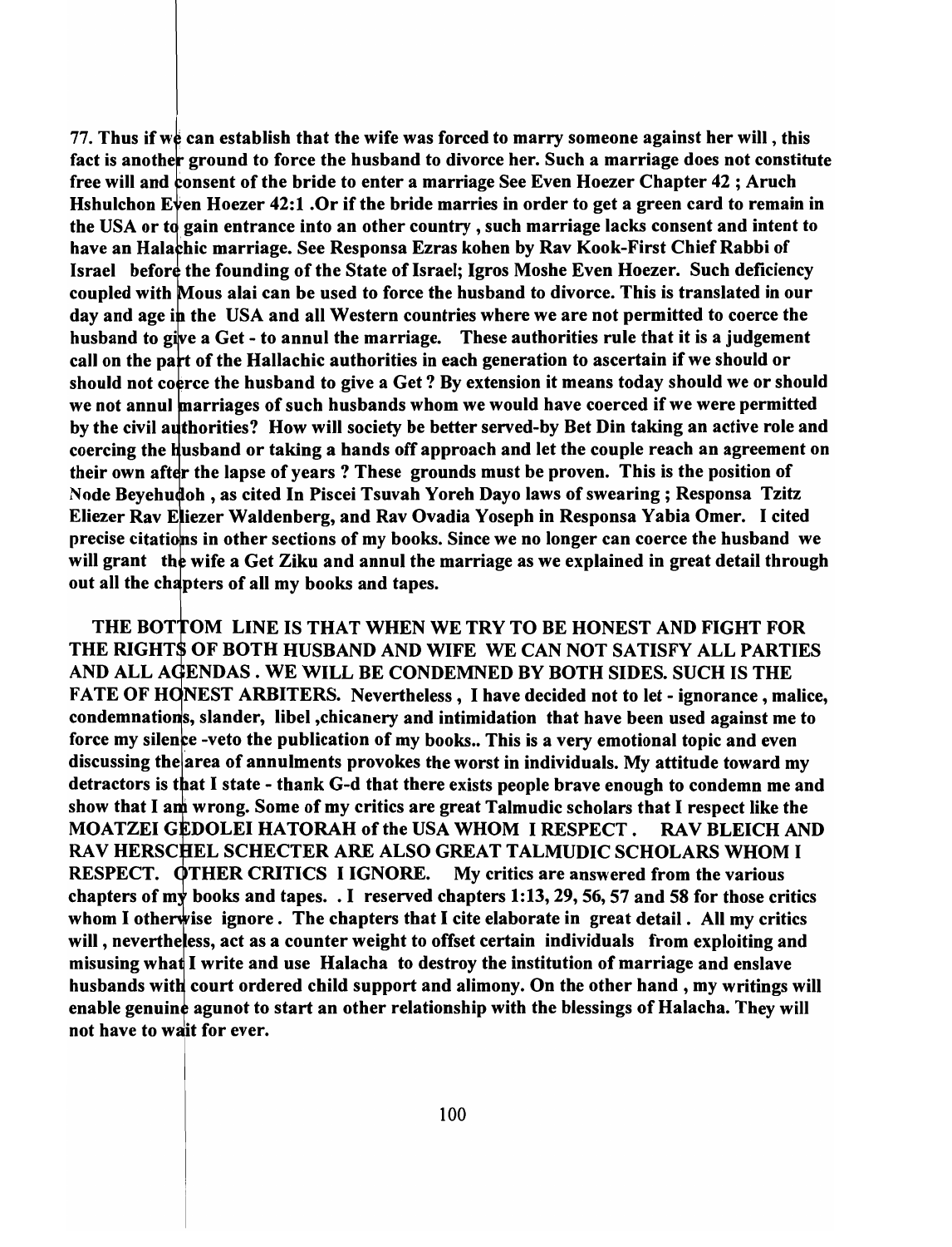**77. Thus if we can establish that the wife was forced to marry someone against her will , this fact is another ground to force the husband to divorce her. Such a marriage does not constitute free will and consent of the bride to enter a marriage See Even Hoezer Chapter 42 ; Aruch Hshulchon Even Hoezer 42:1 .Or if the bride marries in order to get a green card to remain in the USA or to gain entrance into an other country , such marriage lacks consent and intent to have an Halachic marriage. See Responsa Ezras kohen by Rav Kook-First Chief Rabbi of Israel before the founding of the State of Israel; Igros Moshe Even Hoezer. Such deficiency coupled with Mous alai can be used to force the husband to divorce. This is translated in our day and age in the USA and all Western countries where we are not permitted to coerce the husband to give a Get - to annul the marriage. These authorities rule that it is a judgement call on the part of the Hallachic authorities in each generation to ascertain if we should or should not coerce the husband to give a Get ? By extension it means today should we or should we not annul marriages of such husbands whom we would have coerced if we were permitted by the civil authorities? How will society be better served-by Bet Din taking an active role and coercing the husband or taking a hands off approach and let the couple reach an agreement on their own after the lapse of years ? These grounds must be proven. This is the position of Node Beyehudoh , as cited In Piscei Tsuvah Yoreh Dayo laws of swearing ; Responsa Tzitz Eliezer Rav Eliezer Waldenberg, and Rav Ovadia Yoseph in Responsa Yabia Omer. I cited precise citations in other sections of my books. Since we no longer can coerce the husband we will grant the wife a Get Ziku and annul the marriage as we explained in great detail through out all the chapters of all my books and tapes.**

**THE BOTTOM LINE IS THAT WHEN WE TRY TO BE HONEST AND FIGHT FOR THE RIGHTS OF BOTH HUSBAND AND WIFE WE CAN NOT SATISFY ALL PARTIES AND ALL AGENDAS . WE WILL BE CONDEMNED BY BOTH SIDES. SUCH IS THE FATE OF HONEST ARBITERS. Nevertheless , I have decided not to let - ignorance , malice, condemnations, slander, libel ,chicanery and intimidation that have been used against me to force my silence -veto the publication of my books.. This is a very emotional topic and even discussing the area of annulments provokes the worst in individuals. My attitude toward my detractors is that I state - thank G-d that there exists people brave enough to condemn me and show that I am wrong. Some of my critics are great Talmudic scholars that I respect like the MOATZEI GEDOLEI HATORAH of the USA WHOM I RESPECT . RAV BLEICH AND RAV HERSCHEL SCHECTER ARE ALSO GREAT TALMUDIC SCHOLARS WHOM I RESPECT. OTHER CRITICS I IGNORE. My critics are answered from the various chapters of my books and tapes. . I reserved chapters 1:13, 29, 56, 57 and 58 for those critics whom I otherwise ignore . The chapters that I cite elaborate in great detail . All my critics will , nevertheless, act as a counter weight to offset certain individuals from exploiting and misusing what I write and use Halacha to destroy the institution of marriage and enslave husbands with court ordered child support and alimony. On the other hand , my writings will enable genuine agunot to start an other relationship with the blessings of Halacha. They will not have to wait for ever.**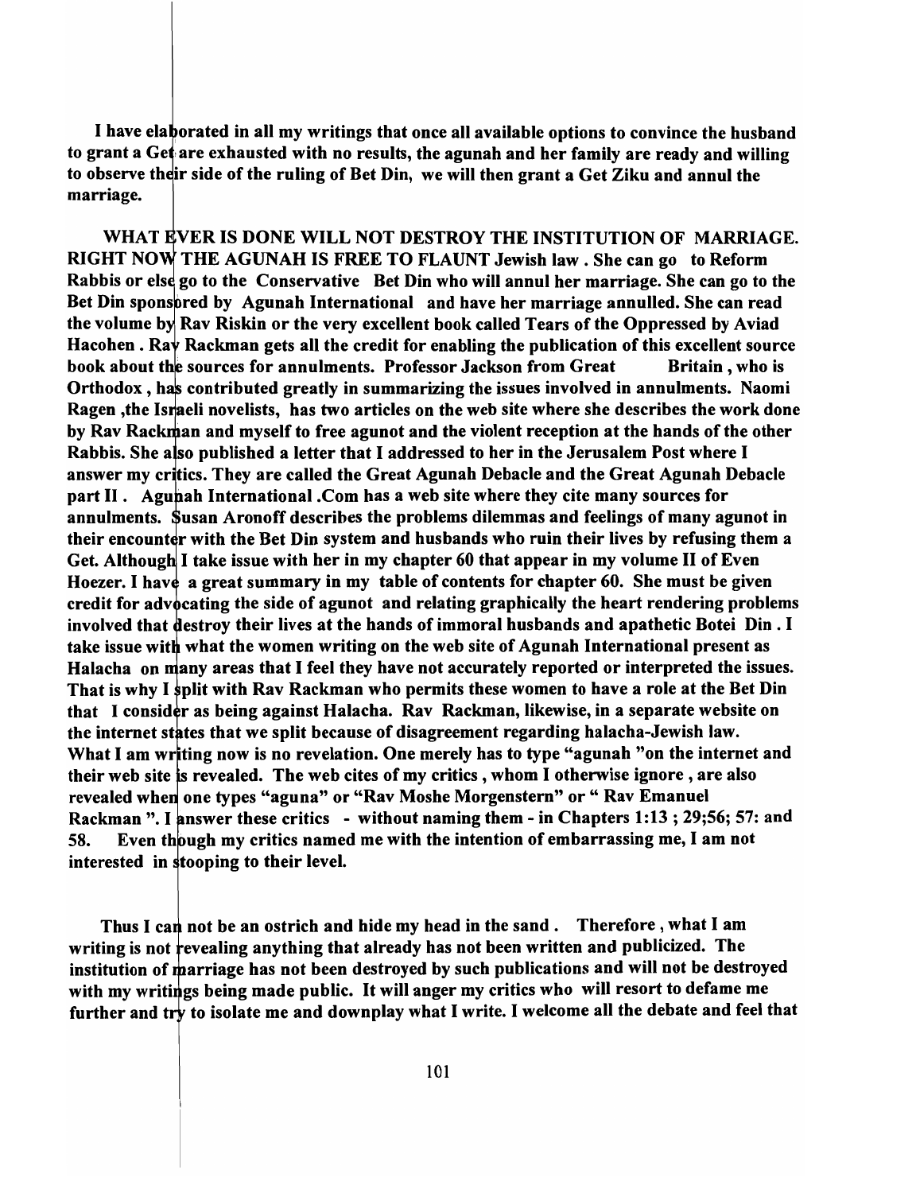**I have elaborated in all my writings that once all available options to convince the husband to grant a Get are exhausted with no results, the agunah and her family are ready and willing to observe their side of the ruling of Bet Din, we will then grant a Get Ziku and annul the marriage.**

**WHAT EVER IS DONE WILL NOT DESTROY THE INSTITUTION OF MARRIAGE. RIGHT NOW THE AGUNAH IS FREE TO FLAUNT Jewish law . She can go to Reform Rabbis or else go to the Conservative Bet Din who will annul her marriage. She can go to the Bet Din sponsored by Agunah International and have her marriage annulled. She can read the volume by Rav Riskin or the very excellent book called Tears of the Oppressed by Aviad Hacohen . Rav Rackman gets all the credit for enabling the publication of this excellent source book about the sources for annulments. Professor Jackson from Great Britain , who is Orthodox , has contributed greatly in summarizing the issues involved in annulments. Naomi Ragen ,the Israeli novelists, has two articles on the web site where she describes the work done by Rav Rackman and myself to free agunot and the violent reception at the hands of the other Rabbis. She also published a letter that I addressed to her in the Jerusalem Post where I answer my critics. They are called the Great Agunah Debacle and the Great Agunah Debacle part II . Agunah International .Com has a web site where they cite many sources for annulments. Susan Aronoff describes the problems dilemmas and feelings of many agunot in their encounter with the Bet Din system and husbands who ruin their lives by refusing them a Get. Although I take issue with her in my chapter 60 that appear in my volume II of Even Hoezer. I have a great summary in my table of contents for chapter 60. She must be given credit for advocating the side of agunot and relating graphically the heart rendering problems involved that destroy their lives at the hands of immoral husbands and apathetic Botei Din . I take issue with what the women writing on the web site of Agunah International present as Halacha on many areas that I feel they have not accurately reported or interpreted the issues. That is why I split with Rav Rackman who permits these women to have a role at the Bet Din that I consider as being against Halacha. Rav Rackman, likewise, in a separate website on the internet states that we split because of disagreement regarding halacha-Jewish law. What I am writing now is no revelation. One merely has to type "agunah "on the internet and their web site is revealed. The web cites of my critics , whom I otherwise ignore , are also revealed when one types "aguna" or "Rav Moshe Morgenstern" or " Rav Emanuel Rackman ". I answer these critics - without naming them - in Chapters 1:13 ; 29;56; 57: and 58. Even though my critics named me with the intention of embarrassing me, I am not interested in stooping to their level.**

**Thus I can not be an ostrich and hide my head in the sand . Therefore , what I am writing is not revealing anything that already has not been written and publicized. The institution of marriage has not been destroyed by such publications and will not be destroyed with my writings being made public. It will anger my critics who will resort to defame me further and try to isolate me and downplay what I write. I welcome all the debate and feel that**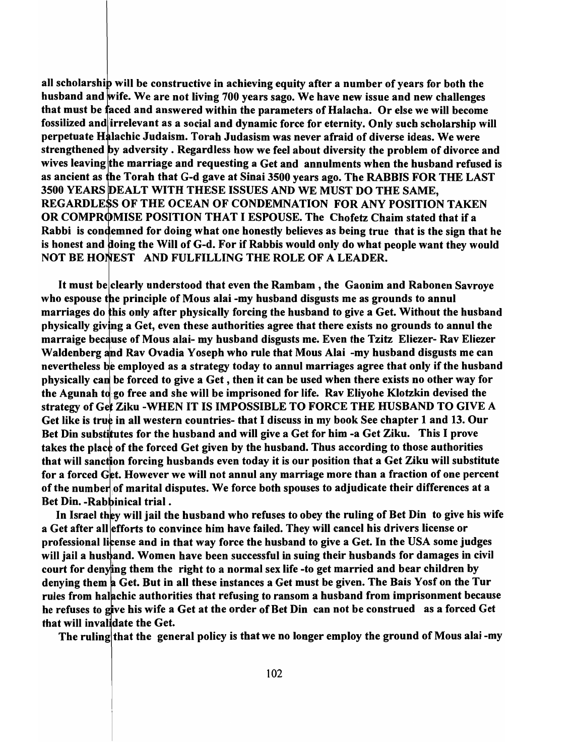**all scholarship will be constructive in achieving equity after a number of years for both the husband and wife. We are not living 700 years sago. We have new issue and new challenges that must be faced and answered within the parameters of Halacha. Or else we will become fossilized and irrelevant as a social and dynamic force for eternity. Only such scholarship will perpetuate Halachic Judaism. Torah Judasism was never afraid of diverse ideas. We were strengthened by adversity . Regardless how we feel about diversity the problem of divorce and wives leaving the marriage and requesting a Get and annulments when the husband refused is as ancient as the Torah that G-d gave at Sinai 3500 years ago. The RABBIS FOR THE LAST 3500 YEARS DEALT WITH THESE ISSUES AND WE MUST DO THE SAME, REGARDLESS OF THE OCEAN OF CONDEMNATION FOR ANY POSITION TAKEN OR COMPROMISE POSITION THAT I ESPOUSE. The Chofetz Chaim stated that if a Rabbi is condemned for doing what one honestly believes as being true that is the sign that he is honest and doing the Will of G-d. For if Rabbis would only do what people want they would NOT BE HONEST AND FULFILLING THE ROLE OF A LEADER.**

**It must be clearly understood that even the Rambam , the Gaonim and Rabonen Savroye who espouse the principle of Mous alai -my husband disgusts me as grounds to annul marriages do this only after physically forcing the husband to give a Get. Without the husband physically giving a Get, even these authorities agree that there exists no grounds to annul the marraige because of Mous alai- my husband disgusts me. Even the Tzitz Eliezer- Rav Eliezer Waldenberg and Rav Ovadia Yoseph who rule that Mous Alai -my husband disgusts me can nevertheless be employed as a strategy today to annul marriages agree that only if the husband physically can be forced to give a Get , then it can be used when there exists no other way for the Agunah to go free and she will be imprisoned for life. Rav Eliyohe Klotzkin devised the strategy of Get Ziku -WHEN IT IS IMPOSSIBLE TO FORCE THE HUSBAND TO GIVE A Get like is true in all western countries- that I discuss in my book See chapter 1 and 13. Our Bet Din substitutes for the husband and will give a Get for him -a Get Ziku. This I prove takes the place of the forced Get given by the husband. Thus according to those authorities that will sanction forcing husbands even today it is our position that a Get Ziku will substitute for a forced Get. However we will not annul any marriage more than a fraction of one percent of the number of marital disputes. We force both spouses to adjudicate their differences at a Bet Din. -Rabbinical trial .**

**In Israel they will jail the husband who refuses to obey the ruling of Bet Din to give his wife a Get after all efforts to convince him have failed. They will cancel his drivers license or professional license and in that way force the husband to give a Get. In the USA some judges will jail a husband. Women have been successful in suing their husbands for damages in civil court for denying them the right to a normal sex life -to get married and bear children by denying them a Get. But in all these instances a Get must be given. The Bais Yosf on the Tur rules from halachic authorities that refusing to ransom a husband from imprisonment because he refuses to give his wife a Get at the order of Bet Din can not be construed as a forced Get that will invalidate the Get.**

**The ruling that the general policy is that we no longer employ the ground of Mous alai -my**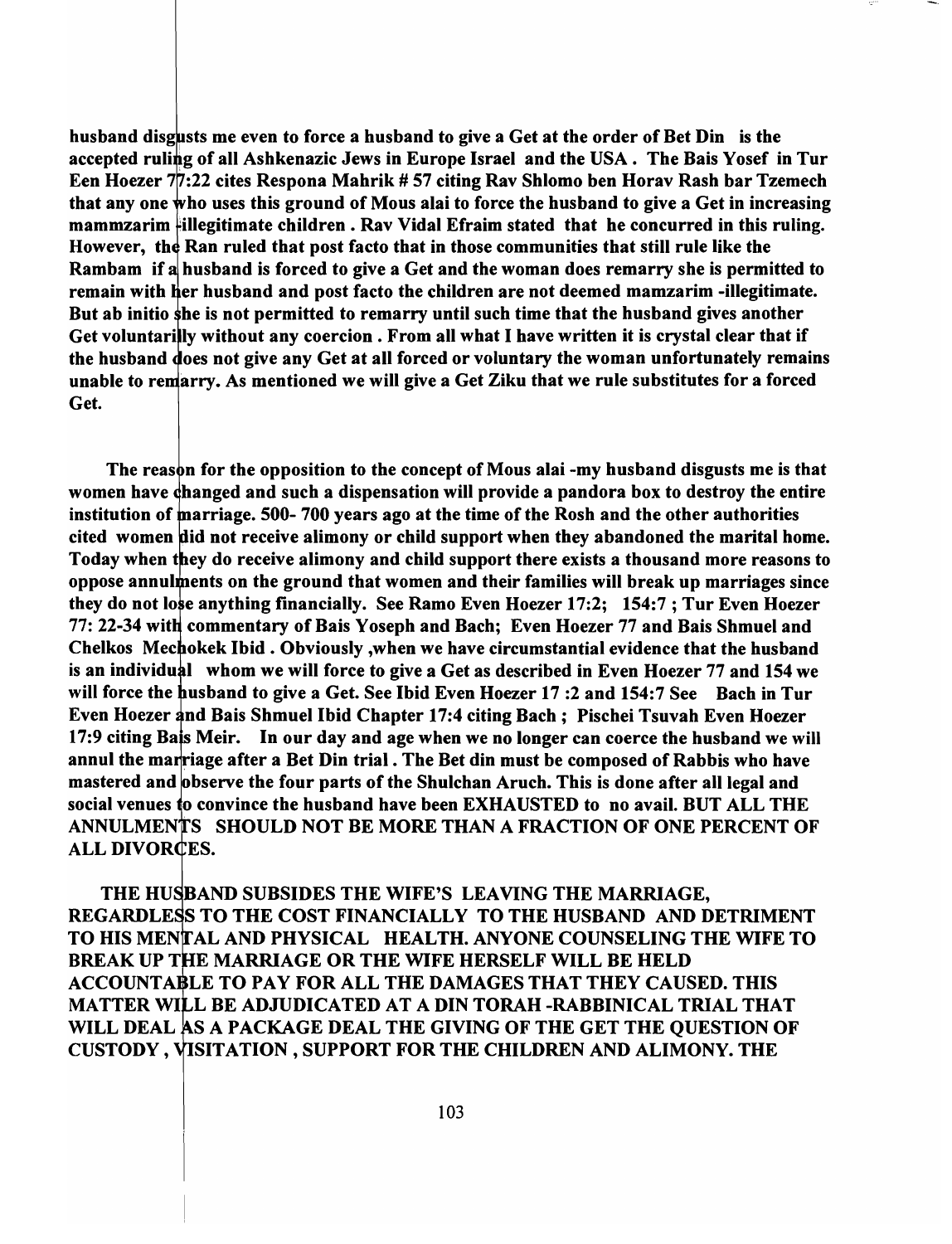**husband disgusts me even to force a husband to give a Get at the order of Bet Din is the accepted ruling of all Ashkenazic Jews in Europe Israel and the USA . The Bais Yosef in Tur Een Hoezer 77:22 cites Respona Mahrik # 57 citing Rav Shlomo ben Horav Rash bar Tzemech that any one who uses this ground of Mous alai to force the husband to give a Get in increasing mammzarim -illegitimate children . Rav Vidal Efraim stated that he concurred in this ruling. However, the Ran ruled that post facto that in those communities that still rule like the Rambam if a husband is forced to give a Get and the woman does remarry she is permitted to remain with her husband and post facto the children are not deemed mamzarim -illegitimate. But ab initio she is not permitted to remarry until such time that the husband gives another Get voluntarilly without any coercion . From all what I have written it is crystal clear that if the husband does not give any Get at all forced or voluntary the woman unfortunately remains unable to remarry. As mentioned we will give a Get Ziku that we rule substitutes for a forced Get.**

**The reason for the opposition to the concept of Mous alai -my husband disgusts me is that women have changed and such a dispensation will provide a pandora box to destroy the entire institution of marriage. 500- 700 years ago at the time of the Rosh and the other authorities cited women did not receive alimony or child support when they abandoned the marital home. Today when they do receive alimony and child support there exists a thousand more reasons to oppose annulments on the ground that women and their families will break up marriages since they do not lose anything financially. See Ramo Even Hoezer 17:2; 154:7 ; Tur Even Hoezer 77: 22-34 with commentary of Bais Yoseph and Bach; Even Hoezer 77 and Bais Shmuel and Chelkos Mechokek Ibid . Obviously ,when we have circumstantial evidence that the husband is an individual whom we will force to give a Get as described in Even Hoezer 77 and 154 we will force the husband to give a Get. See Ibid Even Hoezer 17 :2 and 154:7 See Bach in Tur Even Hoezer and Bais Shmuel Ibid Chapter 17:4 citing Bach ; Pischei Tsuvah Even Hoezer 17:9 citing Bais Meir. In our day and age when we no longer can coerce the husband we will annul the marriage after a Bet Din trial . The Bet din must be composed of Rabbis who have mastered and observe the four parts of the Shulchan Aruch. This is done after all legal and social venues to convince the husband have been EXHAUSTED to no avail. BUT ALL THE ANNULMENTS SHOULD NOT BE MORE THAN A FRACTION OF ONE PERCENT OF ALL DIVORCES.**

**THE HUSBAND SUBSIDES THE WIFE'S LEAVING THE MARRIAGE, REGARDLESS TO THE COST FINANCIALLY TO THE HUSBAND AND DETRIMENT TO HIS MENTAL AND PHYSICAL HEALTH. ANYONE COUNSELING THE WIFE TO BREAK UP THE MARRIAGE OR THE WIFE HERSELF WILL BE HELD ACCOUNTABLE TO PAY FOR ALL THE DAMAGES THAT THEY CAUSED. THIS MATTER WILL BE ADJUDICATED AT A DIN TORAH -RABBINICAL TRIAL THAT WILL DEAL AS A PACKAGE DEAL THE GIVING OF THE GET THE QUESTION OF CUSTODY , VISITATION , SUPPORT FOR THE CHILDREN AND ALIMONY. THE**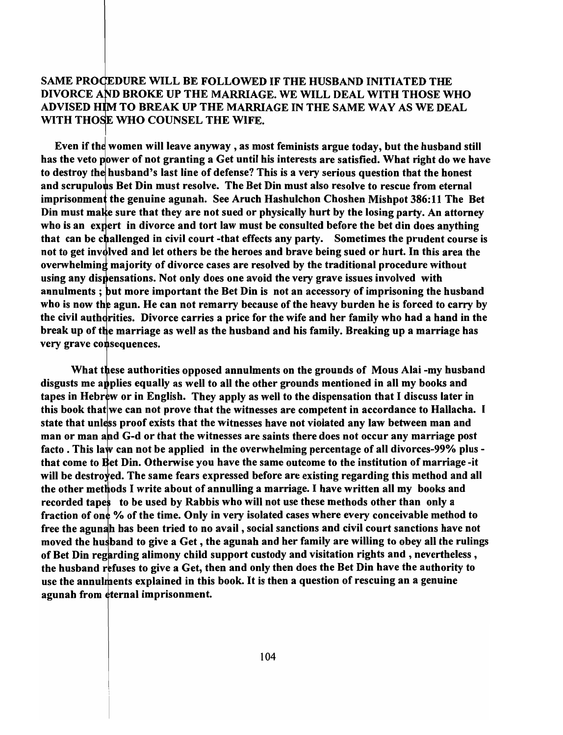**SAME PROCEDURE WILL BE FOLLOWED IF THE HUSBAND INITIATED THE DIVORCE AND BROKE UP THE MARRIAGE. WE WILL DEAL WITH THOSE WHO ADVISED HIM TO BREAK UP THE MARRIAGE IN THE SAME WAY AS WE DEAL WITH THOSE WHO COUNSEL THE WIFE.**

**Even if the women will leave anyway , as most feminists argue today, but the husband still has the veto power of not granting a Get until his interests are satisfied. What right do we have to destroy the husband's last line of defense? This is a very serious question that the honest and scrupulous Bet Din must resolve. The Bet Din must also resolve to rescue from eternal imprisonment the genuine agunah. See Aruch Hashulchon Choshen Mishpot 386:11 The Bet Din must make sure that they are not sued or physically hurt by the losing party. An attorney who is an expert in divorce and tort law must be consulted before the bet din does anything that can be challenged in civil court -that effects any party. Sometimes the prudent course is not to get involved and let others be the heroes and brave being sued or hurt. In this area the overwhelming majority of divorce cases are resolved by the traditional procedure without using any dispensations. Not only does one avoid the very grave issues involved with annulments ; but more important the Bet Din is not an accessory of imprisoning the husband who is now the agun. He can not remarry because of the heavy burden he is forced to carry by the civil authorities. Divorce carries a price for the wife and her family who had a hand in the break up of the marriage as well as the husband and his family. Breaking up a marriage has very grave consequences.**

**What these authorities opposed annulments on the grounds of Mous Alai -my husband disgusts me applies equally as well to all the other grounds mentioned in all my books and tapes in Hebrew or in English. They apply as well to the dispensation that I discuss later in this book that we can not prove that the witnesses are competent in accordance to Hallacha. I state that unless proof exists that the witnesses have not violated any law between man and man or man and G-d or that the witnesses are saints there does not occur any marriage post facto . This law can not be applied in the overwhelming percentage of all divorces-99% plus - that come to Bet Din. Otherwise you have the same outcome to the institution of marriage -it will be destroyed. The same fears expressed before are existing regarding this method and all the other methods I write about of annulling a marriage. I have written all my books and recorded tapes to be used by Rabbis who will not use these methods other than only a fraction of one % of the time. Only in very isolated cases where every conceivable method to free the agunah has been tried to no avail , social sanctions and civil court sanctions have not moved the husband to give a Get , the agunah and her family are willing to obey all the rulings of Bet Din regarding alimony child support custody and visitation rights and , nevertheless , the husband refuses to give a Get, then and only then does the Bet Din have the authority to use the annulments explained in this book. It is then a question of rescuing an a genuine agunah from eternal imprisonment.**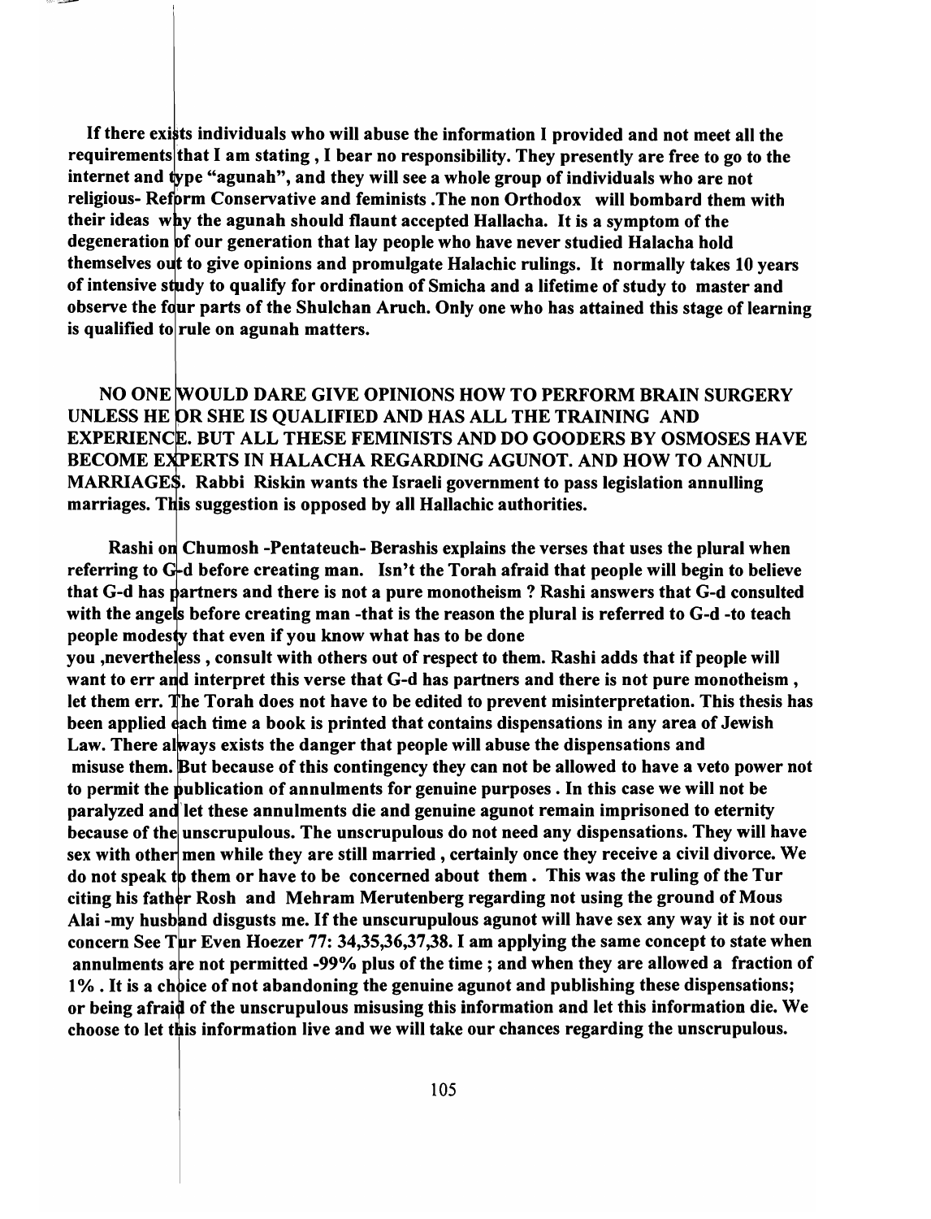**If there exists individuals who will abuse the information I provided and not meet all the requirements that I am stating , I bear no responsibility. They presently are free to go to the internet and type "agunah", and they will see a whole group of individuals who are not religious- Reform Conservative and feminists .The non Orthodox will bombard them with their ideas why the agunah should flaunt accepted Hallacha. It is a symptom of the degeneration of our generation that lay people who have never studied Halacha hold themselves out to give opinions and promulgate Halachic rulings. It normally takes 10 years of intensive study to qualify for ordination of Smicha and a lifetime of study to master and observe the four parts of the Shulchan Aruch. Only one who has attained this stage of learning is qualified to rule on agunah matters.**

**NO ONE WOULD DARE GIVE OPINIONS HOW TO PERFORM BRAIN SURGERY UNLESS HE OR SHE IS QUALIFIED AND HAS ALL THE TRAINING AND EXPERIENCE. BUT ALL THESE FEMINISTS AND DO GOODERS BY OSMOSES HAVE BECOME EXPERTS IN HALACHA REGARDING AGUNOT. AND HOW TO ANNUL MARRIAGES. Rabbi Riskin wants the Israeli government to pass legislation annulling marriages. This suggestion is opposed by all Hallachic authorities.**

**Rashi on Chumosh -Pentateuch- Berashis explains the verses that uses the plural when referring to G-d before creating man. Isn't the Torah afraid that people will begin to believe that G-d has partners and there is not a pure monotheism ? Rashi answers that G-d consulted with the angels before creating man -that is the reason the plural is referred to G-d -to teach people modesty that even if you know what has to be done you ,nevertheless , consult with others out of respect to them. Rashi adds that if people will want to err and interpret this verse that G-d has partners and there is not pure monotheism , let them err. The Torah does not have to be edited to prevent misinterpretation. This thesis has been applied each time a book is printed that contains dispensations in any area of Jewish Law. There always exists the danger that people will abuse the dispensations and misuse them. But because of this contingency they can not be allowed to have a veto power not to permit the publication of annulments for genuine purposes . In this case we will not be paralyzed and let these annulments die and genuine agunot remain imprisoned to eternity because of the unscrupulous. The unscrupulous do not need any dispensations. They will have sex with other men while they are still married , certainly once they receive a civil divorce. We do not speak to them or have to be concerned about them . This was the ruling of the Tur citing his father Rosh and Mehram Merutenberg regarding not using the ground of Mous Alai -my husband disgusts me. If the unscurupulous agunot will have sex any way it is not our concern See Tur Even Hoezer 77: 34,35,36,37,38. I am applying the same concept to state when annulments are not permitted -99% plus of the time ; and when they are allowed a fraction of 1% . It is a choice of not abandoning the genuine agunot and publishing these dispensations; or being afraid of the unscrupulous misusing this information and let this information die. We choose to let this information live and we will take our chances regarding the unscrupulous.**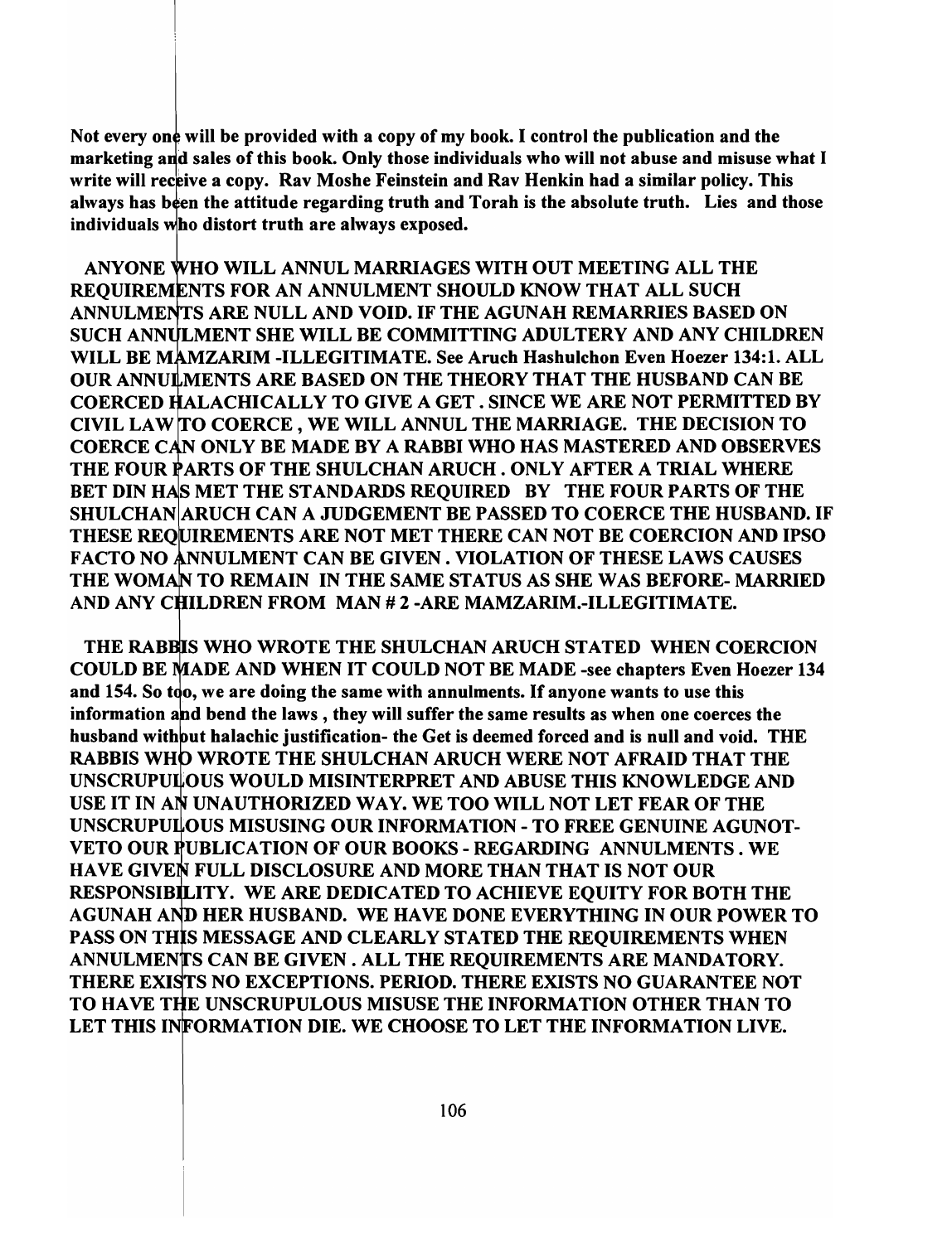**Not every one will be provided with a copy of my book. I control the publication and the marketing and sales of this book. Only those individuals who will not abuse and misuse what I write will receive a copy. Rav Moshe Feinstein and Rav Henkin had a similar policy. This always has been the attitude regarding truth and Torah is the absolute truth. Lies and those individuals who distort truth are always exposed.**

**ANYONE WHO WILL ANNUL MARRIAGES WITH OUT MEETING ALL THE REQUIREMENTS FOR AN ANNULMENT SHOULD KNOW THAT ALL SUCH ANNULMENTS ARE NULL AND VOID. IF THE AGUNAH REMARRIES BASED ON SUCH ANNULMENT SHE WILL BE COMMITTING ADULTERY AND ANY CHILDREN WILL BE MAMZARIM -ILLEGITIMATE. See Aruch Hashulchon Even Hoezer 134:1. ALL OUR ANNULMENTS ARE BASED ON THE THEORY THAT THE HUSBAND CAN BE COERCED HALACHICALLY TO GIVE A GET . SINCE WE ARE NOT PERMITTED BY CIVIL LAW TO COERCE , WE WILL ANNUL THE MARRIAGE. THE DECISION TO COERCE CAN ONLY BE MADE BY A RABBI WHO HAS MASTERED AND OBSERVES THE FOUR PARTS OF THE SHULCHAN ARUCH . ONLY AFTER A TRIAL WHERE BET DIN HAS MET THE STANDARDS REQUIRED BY THE FOUR PARTS OF THE SHULCHAN ARUCH CAN A JUDGEMENT BE PASSED TO COERCE THE HUSBAND. IF THESE REQUIREMENTS ARE NOT MET THERE CAN NOT BE COERCION AND IPSO FACTO NO ANNULMENT CAN BE GIVEN . VIOLATION OF THESE LAWS CAUSES THE WOMAN TO REMAIN IN THE SAME STATUS AS SHE WAS BEFORE- MARRIED AND ANY CHILDREN FROM MAN # 2 -ARE MAMZARIM.-ILLEGITIMATE.**

**THE RABBIS WHO WROTE THE SHULCHAN ARUCH STATED WHEN COERCION COULD BE MADE AND WHEN IT COULD NOT BE MADE -see chapters Even Hoezer 134 and 154. So too, we are doing the same with annulments. If anyone wants to use this information and bend the laws , they will suffer the same results as when one coerces the husband without halachic justification- the Get is deemed forced and is null and void. THE RABBIS WHO WROTE THE SHULCHAN ARUCH WERE NOT AFRAID THAT THE UNSCRUPULOUS WOULD MISINTERPRET AND ABUSE THIS KNOWLEDGE AND USE IT IN AN UNAUTHORIZED WAY. WE TOO WILL NOT LET FEAR OF THE UNSCRUPULOUS MISUSING OUR INFORMATION - TO FREE GENUINE AGUNOT- VETO OUR PUBLICATION OF OUR BOOKS - REGARDING ANNULMENTS . WE HAVE GIVEN FULL DISCLOSURE AND MORE THAN THAT IS NOT OUR RESPONSIBILITY. WE ARE DEDICATED TO ACHIEVE EQUITY FOR BOTH THE AGUNAH AND HER HUSBAND. WE HAVE DONE EVERYTHING IN OUR POWER TO PASS ON THIS MESSAGE AND CLEARLY STATED THE REQUIREMENTS WHEN ANNULMENTS CAN BE GIVEN . ALL THE REQUIREMENTS ARE MANDATORY. THERE EXISTS NO EXCEPTIONS. PERIOD. THERE EXISTS NO GUARANTEE NOT TO HAVE THE UNSCRUPULOUS MISUSE THE INFORMATION OTHER THAN TO LET THIS INFORMATION DIE. WE CHOOSE TO LET THE INFORMATION LIVE.**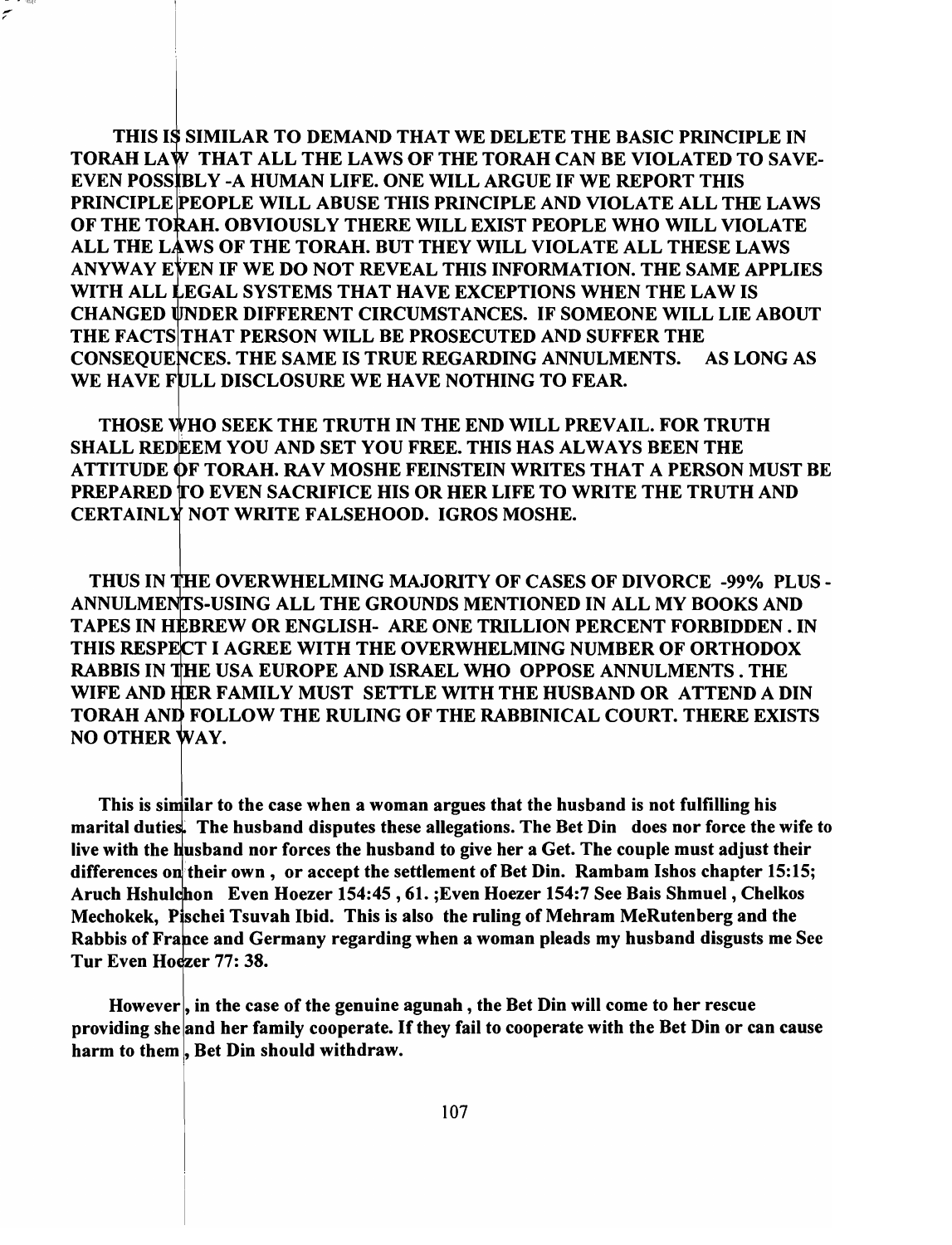**THIS IS SIMILAR TO DEMAND THAT WE DELETE THE BASIC PRINCIPLE IN TORAH LAW THAT ALL THE LAWS OF THE TORAH CAN BE VIOLATED TO SAVE-EVEN POSSIBLY -A HUMAN LIFE. ONE WILL ARGUE IF WE REPORT THIS PRINCIPLE PEOPLE WILL ABUSE THIS PRINCIPLE AND VIOLATE ALL THE LAWS OF THE TORAH. OBVIOUSLY THERE WILL EXIST PEOPLE WHO WILL VIOLATE ALL THE LAWS OF THE TORAH. BUT THEY WILL VIOLATE ALL THESE LAWS ANYWAY EVEN IF WE DO NOT REVEAL THIS INFORMATION. THE SAME APPLIES WITH ALL LEGAL SYSTEMS THAT HAVE EXCEPTIONS WHEN THE LAW IS CHANGED UNDER DIFFERENT CIRCUMSTANCES. IF SOMEONE WILL LIE ABOUT THE FACTS THAT PERSON WILL BE PROSECUTED AND SUFFER THE CONSEQUENCES. THE SAME IS TRUE REGARDING ANNULMENTS. AS LONG AS WE HAVE FULL DISCLOSURE WE HAVE NOTHING TO FEAR.**

**THOSE WHO SEEK THE TRUTH IN THE END WILL PREVAIL. FOR TRUTH SHALL REDEEM YOU AND SET YOU FREE. THIS HAS ALWAYS BEEN THE ATTITUDE OF TORAH. RAV MOSHE FEINSTEIN WRITES THAT A PERSON MUST BE PREPARED TO EVEN SACRIFICE HIS OR HER LIFE TO WRITE THE TRUTH AND CERTAINLY NOT WRITE FALSEHOOD. IGROS MOSHE.**

**THUS IN THE OVERWHELMING MAJORITY OF CASES OF DIVORCE -99% PLUS - ANNULMENTS-USING ALL THE GROUNDS MENTIONED IN ALL MY BOOKS AND TAPES IN HEBREW OR ENGLISH- ARE ONE TRILLION PERCENT FORBIDDEN . IN THIS RESPECT I AGREE WITH THE OVERWHELMING NUMBER OF ORTHODOX RABBIS IN THE USA EUROPE AND ISRAEL WHO OPPOSE ANNULMENTS . THE WIFE AND HER FAMILY MUST SETTLE WITH THE HUSBAND OR ATTEND A DIN TORAH AND FOLLOW THE RULING OF THE RABBINICAL COURT. THERE EXISTS NO OTHER WAY.**

**This is similar to the case when a woman argues that the husband is not fulfilling his marital duties. The husband disputes these allegations. The Bet Din does nor force the wife to live with the husband nor forces the husband to give her a Get. The couple must adjust their differences on their own , or accept the settlement of Bet Din. Rambam Ishos chapter 15:15; Aruch Hshulchon Even Hoezer 154:45 , 61. ;Even Hoezer 154:7 See Bais Shmuel , Chelkos Mechokek, Pischei Tsuvah Ibid. This is also the ruling of Mehram MeRutenberg and the Rabbis of France and Germany regarding when a woman pleads my husband disgusts me See Tur Even Hoezer 77: 38.**

**However , in the case of the genuine agunah , the Bet Din will come to her rescue providing she and her family cooperate. If they fail to cooperate with the Bet Din or can cause harm to them , Bet Din should withdraw.**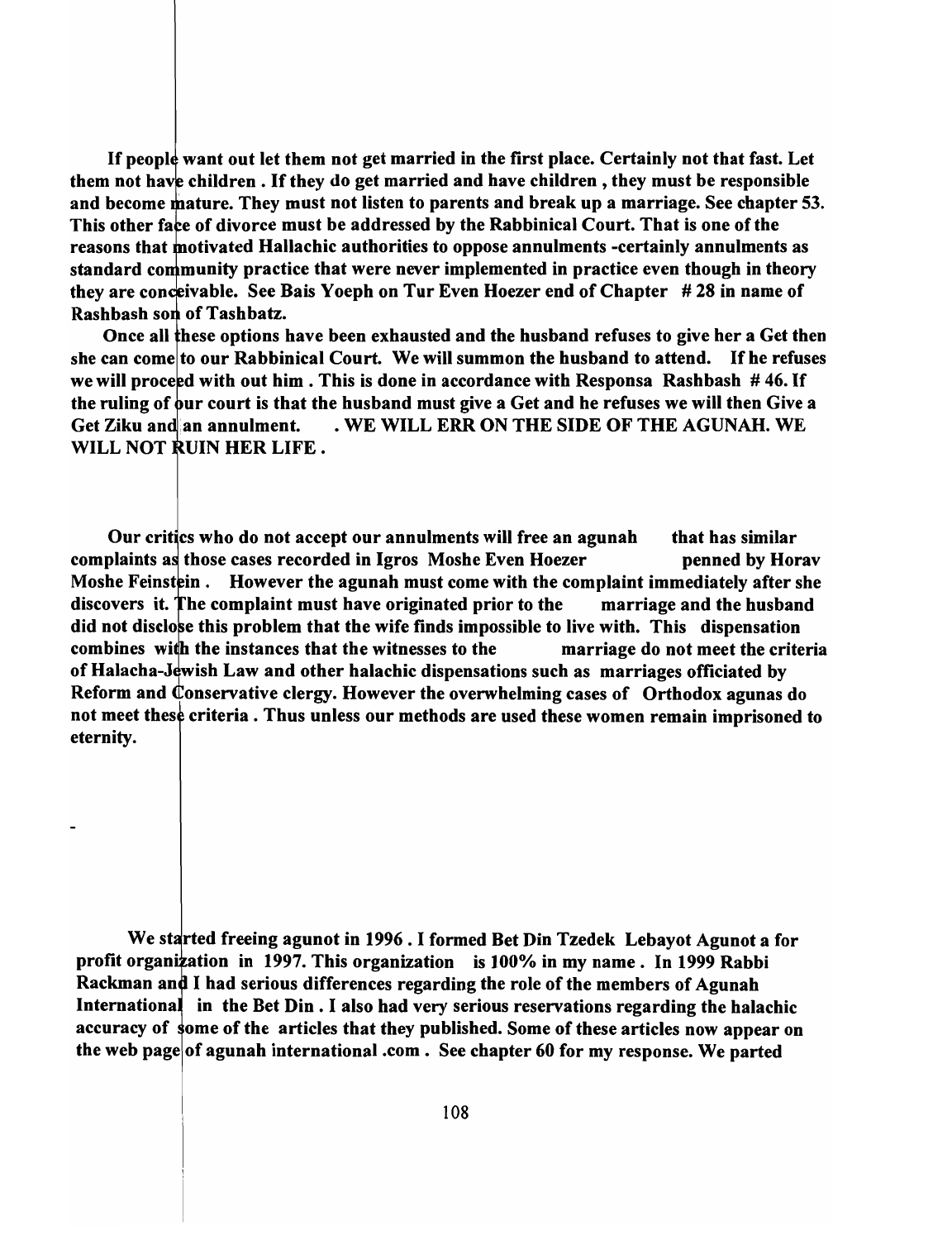**If people want out let them not get married in the first place. Certainly not that fast. Let them not have children . If they do get married and have children , they must be responsible and become mature. They must not listen to parents and break up a marriage. See chapter 53. This other face of divorce must be addressed by the Rabbinical Court. That is one of the reasons that motivated Hallachic authorities to oppose annulments -certainly annulments as standard community practice that were never implemented in practice even though in theory they are conceivable. See Bais Yoeph on Tur Even Hoezer end of Chapter # 28 in name of Rashbash son of Tashbatz.**

**Once all these options have been exhausted and the husband refuses to give her a Get then she can come to our Rabbinical Court. We will summon the husband to attend. If he refuses we will proceed with out him . This is done in accordance with Responsa Rashbash # 46. If the ruling of our court is that the husband must give a Get and he refuses we will then Give a Get Ziku and an annulment. . WE WILL ERR ON THE SIDE OF THE AGUNAH. WE WILL NOT RUIN HER LIFE .**

**Our critics who do not accept our annulments will free an agunah that has similar complaints as those cases recorded in Igros Moshe Even Hoezer penned by Horav Moshe Feinstein . However the agunah must come with the complaint immediately after she discovers it. The complaint must have originated prior to the marriage and the husband did not disclose this problem that the wife finds impossible to live with. This dispensation combines with the instances that the witnesses to the marriage do not meet the criteria of Halacha-Jewish Law and other halachic dispensations such as marriages officiated by Reform and Conservative clergy. However the overwhelming cases of Orthodox agunas do not meet these criteria . Thus unless our methods are used these women remain imprisoned to eternity.**

-

**We started freeing agunot in 1996 . I formed Bet Din Tzedek Lebayot Agunot a for profit organization in 1997. This organization is 100% in my name . In 1999 Rabbi Rackman and I had serious differences regarding the role of the members of Agunah International in the Bet Din . I also had very serious reservations regarding the halachic accuracy of some of the articles that they published. Some of these articles now appear on the web page of agunah international .com . See chapter 60 for my response. We parted**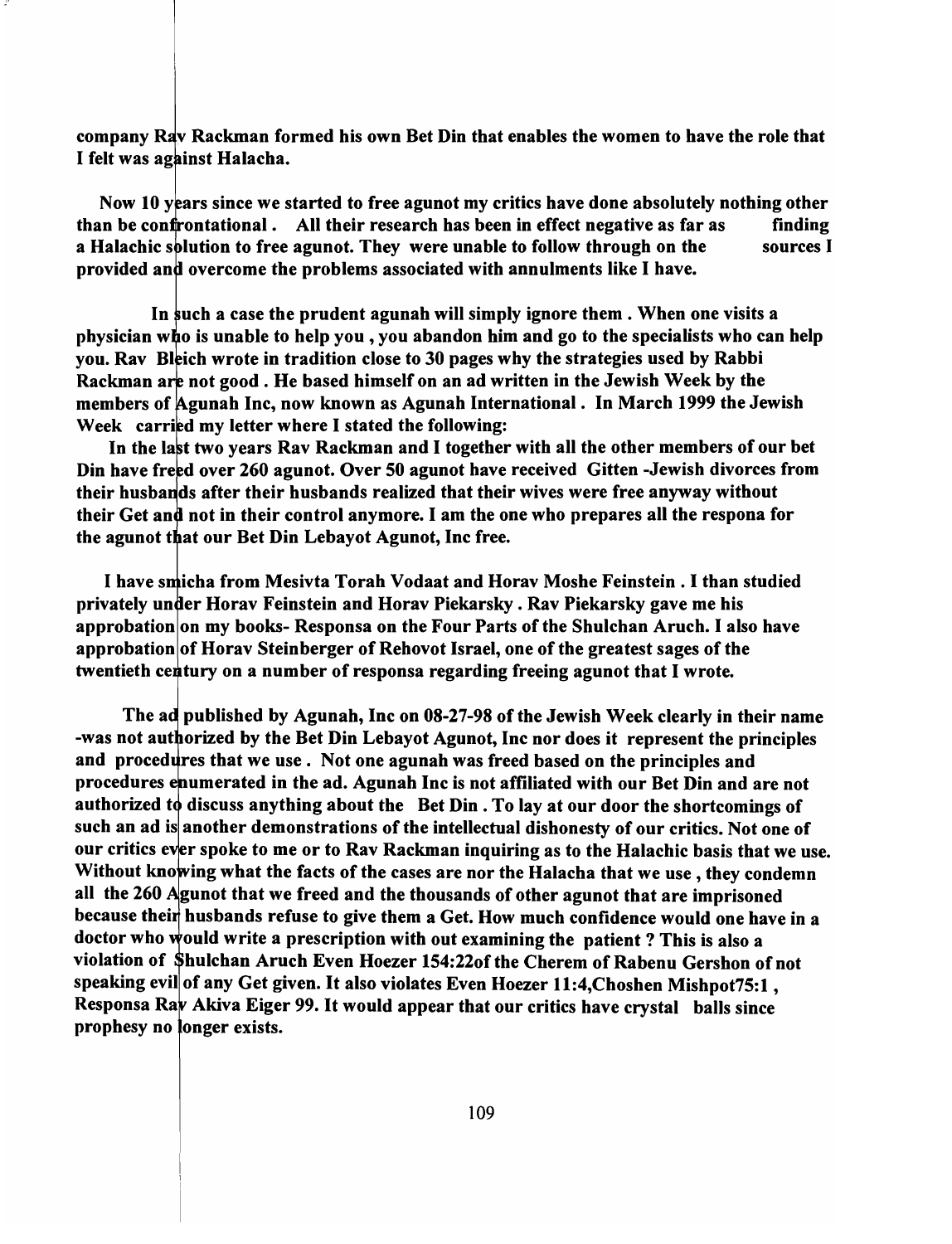company Rav Rackman formed his own Bet Din that enables the women to have the role that I felt was against Halacha.

Now 10 years since we started to free agunot my critics have done absolutely nothing other than be confrontational. All their research has been in effect negative as far as finding a Halachic solution to free agunot. They were unable to follow through on the sources I provided and overcome the problems associated with annulments like I have.

In such a case the prudent agunah will simply ignore them. When one visits a physician who is unable to help you, you abandon him and go to the specialists who can help you. Rav Bleich wrote in tradition close to 30 pages why the strategies used by Rabbi Rackman are not good. He based himself on an ad written in the Jewish Week by the members of Agunah Inc, now known as Agunah International. In March 1999 the Jewish Week carried my letter where I stated the following:

In the last two years Rav Rackman and I together with all the other members of our bet Din have freed over 260 agunot. Over 50 agunot have received Gitten -Jewish divorces from their husbands after their husbands realized that their wives were free anyway without their Get and not in their control anymore. I am the one who prepares all the respona for the agunot that our Bet Din Lebayot Agunot, Inc free.

I have smicha from Mesivta Torah Vodaat and Horav Moshe Feinstein. I than studied privately under Horav Feinstein and Horav Piekarsky. Rav Piekarsky gave me his approbation on my books- Responsa on the Four Parts of the Shulchan Aruch. I also have approbation of Horav Steinberger of Rehovot Israel, one of the greatest sages of the twentieth century on a number of responsa regarding freeing agunot that I wrote.

The ad published by Agunah, Inc on 08-27-98 of the Jewish Week clearly in their name -was not authorized by the Bet Din Lebayot Agunot, Inc nor does it represent the principles and procedures that we use. Not one agunah was freed based on the principles and procedures enumerated in the ad. Agunah Inc is not affiliated with our Bet Din and are not authorized to discuss anything about the Bet Din. To lay at our door the shortcomings of such an ad is another demonstrations of the intellectual dishonesty of our critics. Not one of our critics ever spoke to me or to Rav Rackman inquiring as to the Halachic basis that we use. Without knowing what the facts of the cases are nor the Halacha that we use, they condemn all the 260 Agunot that we freed and the thousands of other agunot that are imprisoned because their husbands refuse to give them a Get. How much confidence would one have in a doctor who would write a prescription with out examining the patient ? This is also a violation of Shulchan Aruch Even Hoezer 154:22of the Cherem of Rabenu Gershon of not speaking evil of any Get given. It also violates Even Hoezer 11:4,Choshen Mishpot75:1, Responsa Rav Akiva Eiger 99. It would appear that our critics have crystal balls since prophesy no longer exists.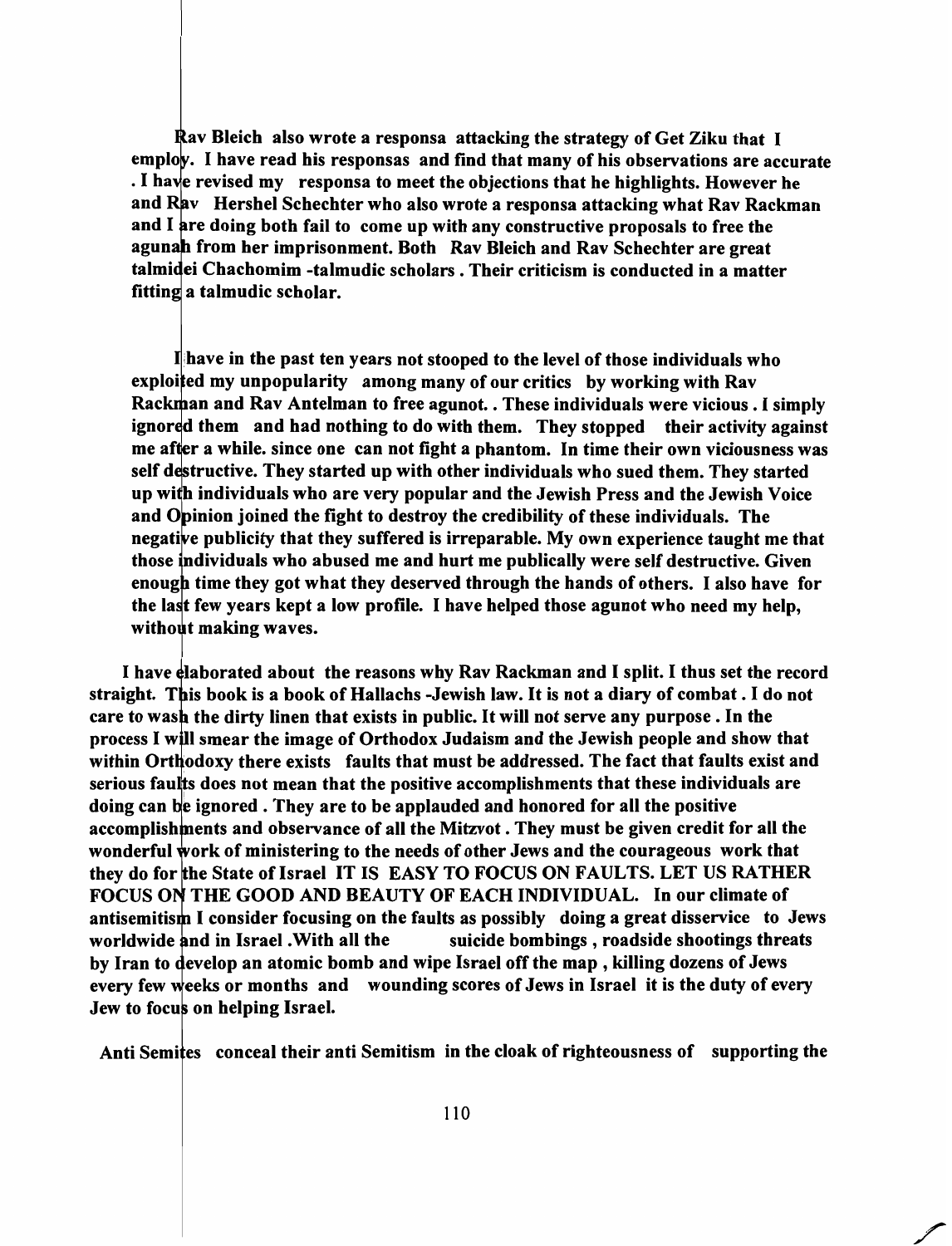**Rav Bleich also wrote a responsa attacking the strategy of Get Ziku that I employ. I have read his responsas and find that many of his observations are accurate . I have revised my responsa to meet the objections that he highlights. However he and Rav Hershel Schechter who also wrote a responsa attacking what Rav Rackman and I are doing both fail to come up with any constructive proposals to free the agunah from her imprisonment. Both Rav Bleich and Rav Schechter are great talmidei Chachomim -talmudic scholars . Their criticism is conducted in a matter fitting a talmudic scholar.**

**I have in the past ten years not stooped to the level of those individuals who exploited my unpopularity among many of our critics by working with Rav Rackman and Rav Antelman to free agunot. . These individuals were vicious . I simply ignored them and had nothing to do with them. They stopped their activity against me after a while. since one can not fight a phantom. In time their own viciousness was self destructive. They started up with other individuals who sued them. They started up with individuals who are very popular and the Jewish Press and the Jewish Voice and Opinion joined the fight to destroy the credibility of these individuals. The negative publicity that they suffered is irreparable. My own experience taught me that those individuals who abused me and hurt me publically were self destructive. Given enough time they got what they deserved through the hands of others. I also have for the last few years kept a low profile. I have helped those agunot who need my help, without making waves.**

**I have elaborated about the reasons why Rav Rackman and I split. I thus set the record straight. This book is a book of Hallachs -Jewish law. It is not a diary of combat . I do not care to wash the dirty linen that exists in public. It will not serve any purpose . In the process I will smear the image of Orthodox Judaism and the Jewish people and show that within Orthodoxy there exists faults that must be addressed. The fact that faults exist and serious faults does not mean that the positive accomplishments that these individuals are doing can be ignored . They are to be applauded and honored for all the positive accomplishments and observance of all the Mitzvot . They must be given credit for all the wonderful work of ministering to the needs of other Jews and the courageous work that they do for the State of Israel IT IS EASY TO FOCUS ON FAULTS. LET US RATHER FOCUS ON THE GOOD AND BEAUTY OF EACH INDIVIDUAL. In our climate of antisemitism I consider focusing on the faults as possibly doing a great disservice to Jews worldwide and in Israel .With all the suicide bombings , roadside shootings threats by Iran to develop an atomic bomb and wipe Israel off the map , killing dozens of Jews every few weeks or months and wounding scores of Jews in Israel it is the duty of every Jew to focus on helping Israel.**

**Anti Semites conceal their anti Semitism in the cloak of righteousness of supporting the**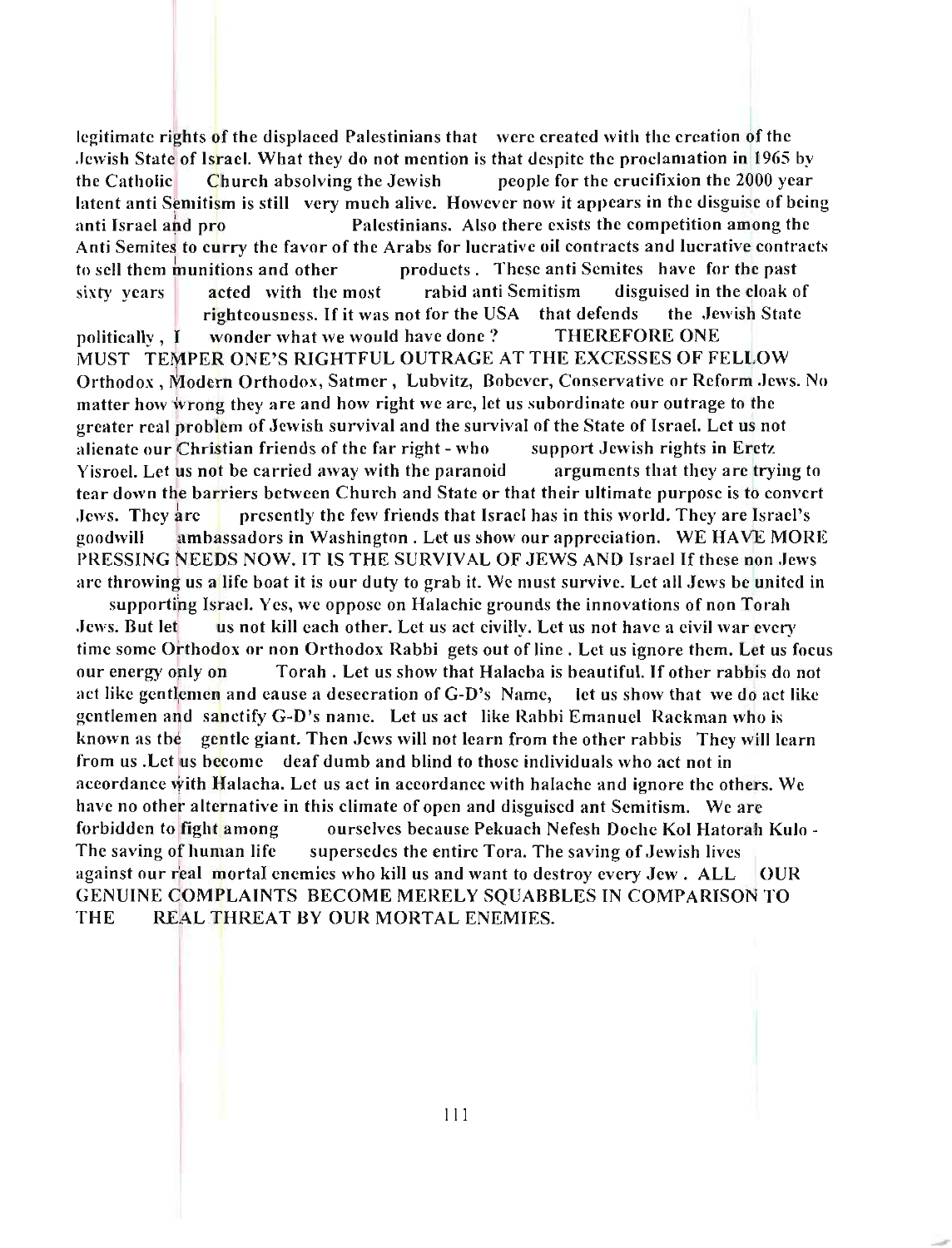legitimate rights of the displaced Palestinians that were created with the creation of the Jewish State of Israel. What they do not mention is that despite the proclamation in 1965 by the Catholic Church absolving the Jewish people for the crucifixion the 2000 year latent anti Semitism is still very much alive. However now it appears in the disguise of being anti Israel and pro Palestinians. Also there exists the competition among the Anti Semites to curry the favor of the Arabs for lucrative oil contracts and lucrative contracts to sell them munitions and other products. These anti Semites have for the past sixty years acted with the most rabid anti Semitism disguised in the cloak of righteousness. If it was not for the USA that defends the Jewish State politically, I wonder what we would have done? THEREFORE ONE MUST TEMPER ONE'S RIGHTFUL OUTRAGE AT THE EXCESSES OF FELLOW Orthodox, Modern Orthodox, Satmer, Lubvitz, Bobever, Conservative or Reform Jews. No matter how wrong they are and how right we are, let us subordinate our outrage to the greater real problem of Jewish survival and the survival of the State of Israel. Let us not alienate our Christian friends of the far right - who support Jewish rights in Eretz Yisroel. Let us not be carried away with the paranoid arguments that they are trying to tear down the barriers between Church and State or that their ultimate purpose is to convert Jews. They are presently the few friends that Israel has in this world. They are Israel's goodwill ambassadors in Washington. Let us show our appreciation. WE HAVE MORE PRESSING NEEDS NOW. IT IS THE SURVIVAL OF JEWS AND Israel If these non Jews are throwing us a life boat it is our duty to grab it. We must survive. Let all Jews be united in supporting Israel. Yes, we oppose on Halachic grounds the innovations of non Torah Jews. But let us not kill each other. Let us act civilly. Let us not have a civil war every time some Orthodox or non Orthodox Rabbi gets out of line. Let us ignore them. Let us focus our energy only on Torah. Let us show that Halacha is beautiful. If other rabbis do not act like gentlemen and cause a desecration of G-D's Name, let us show that we do act like gentlemen and sanctify G-D's name. Let us act like Rabbi Emanuel Rackman who is known as the gentle giant. Then Jews will not learn from the other rabbis They will learn from us. Let us become deaf dumb and blind to those individuals who act not in accordance with Halacha. Let us act in accordance with halache and ignore the others. We have no other alternative in this climate of open and disguised ant Semitism. We are forbidden to fight among ourselves because Pekuach Nefesh Doche Kol Hatorah Kulo - The saving of human life supersedes the entire Tora. The saving of Jewish lives against our real mortal enemies who kill us and want to destroy every Jew. ALL OUR GENUINE COMPLAINTS BECOME MERELY SQUABBLES IN COMPARISON TO THE REAL THREAT BY OUR MORTAL ENEMIES.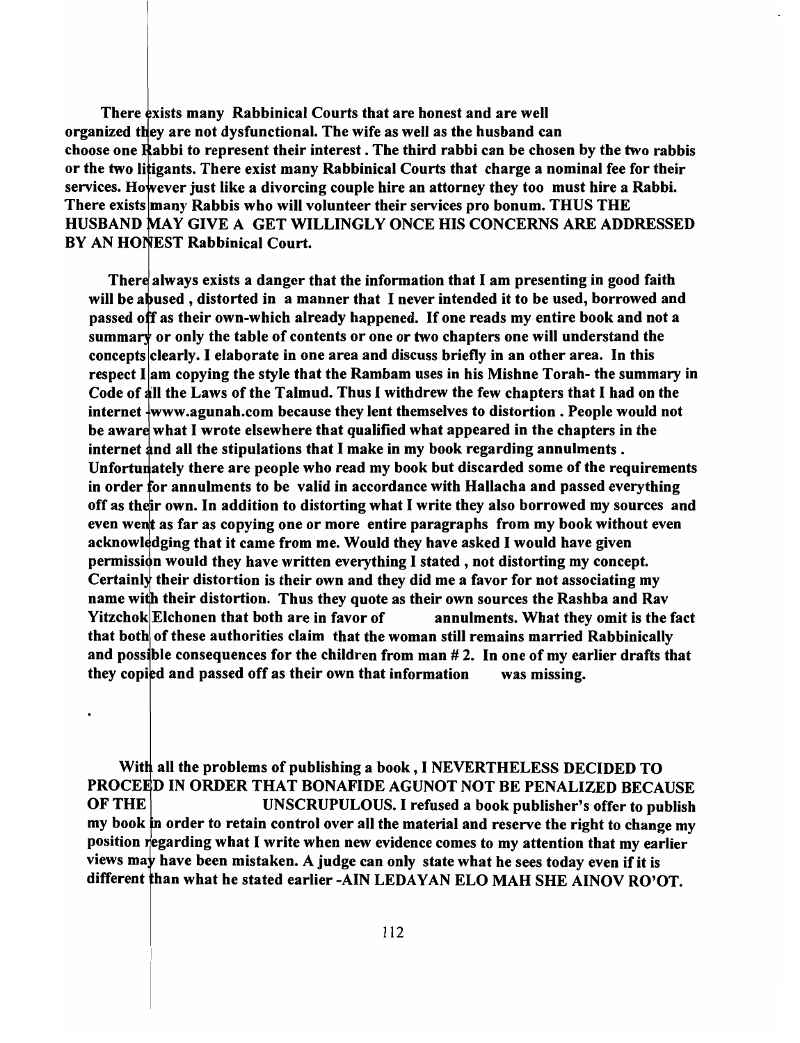**There exists many Rabbinical Courts that are honest and are well organized they are not dysfunctional. The wife as well as the husband can choose one Rabbi to represent their interest. The third rabbi can be chosen by the two rabbis or the two litigants. There exist many Rabbinical Courts that charge a nominal fee for their services. However just like a divorcing couple hire an attorney they too must hire a Rabbi. There exists many Rabbis who will volunteer their services pro bonum. THUS THE HUSBAND MAY GIVE A GET WILLINGLY ONCE HIS CONCERNS ARE ADDRESSED BY AN HONEST Rabbinical Court.**

**There always exists a danger that the information that I am presenting in good faith will be abused, distorted in a manner that I never intended it to be used, borrowed and passed off as their own-which already happened. If one reads my entire book and not a summary or only the table of contents or one or two chapters one will understand the concepts clearly. I elaborate in one area and discuss briefly in an other area. In this respect I am copying the style that the Rambam uses in his Mishne Torah- the summary in Code of all the Laws of the Talmud. Thus I withdrew the few chapters that I had on the internet -www.agunah.com because they lent themselves to distortion. People would not be aware what I wrote elsewhere that qualified what appeared in the chapters in the internet and all the stipulations that I make in my book regarding annulments. Unfortunately there are people who read my book but discarded some of the requirements in order for annulments to be valid in accordance with Hallacha and passed everything off as their own. In addition to distorting what I write they also borrowed my sources and even went as far as copying one or more entire paragraphs from my book without even acknowledging that it came from me. Would they have asked I would have given permission would they have written everything I stated, not distorting my concept. Certainly their distortion is their own and they did me a favor for not associating my name with their distortion. Thus they quote as their own sources the Rashba and Rav Yitzchok Elchonen that both are in favor of annulments. What they omit is the fact that both of these authorities claim that the woman still remains married Rabbinically and possible consequences for the children from man # 2. In one of my earlier drafts that they copied and passed off as their own that information was missing.**

**With all the problems of publishing a book, I NEVERTHELESS DECIDED TO PROCEED IN ORDER THAT BONAFIDE AGUNOT NOT BE PENALIZED BECAUSE OF THE UNSCRUPULOUS. I refused a book publisher's offer to publish my book in order to retain control over all the material and reserve the right to change my position regarding what I write when new evidence comes to my attention that my earlier views may have been mistaken. A judge can only state what he sees today even if it is different than what he stated earlier -AIN LEDAYAN ELO MAH SHE AINOV RO'OT.**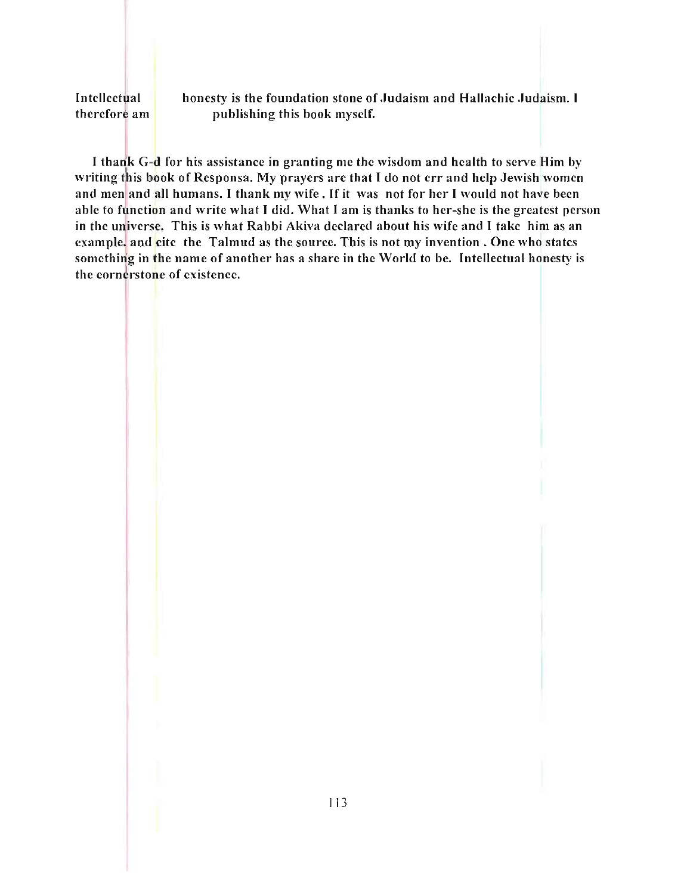**Intellectual honesty is the foundation stone of Judaism and Hallachic Judaism. I therefore am publishing this book myself.**

**I thank G-d for his assistance in granting me the wisdom and health to serve Him by writing this book of Responsa. My prayers are that I do not err and help Jewish women and men and all humans. I thank my wife . If it was not for her I would not have been able to function and write what I did. What I am is thanks to her-she is the greatest person in the universe. This is what Rabbi Akiva declared about his wife and I take him as an example. and cite the Talmud as the source. This is not my invention . One who states something in the name of another has a share in the World to be. Intellectual honesty is the cornerstone of existence.**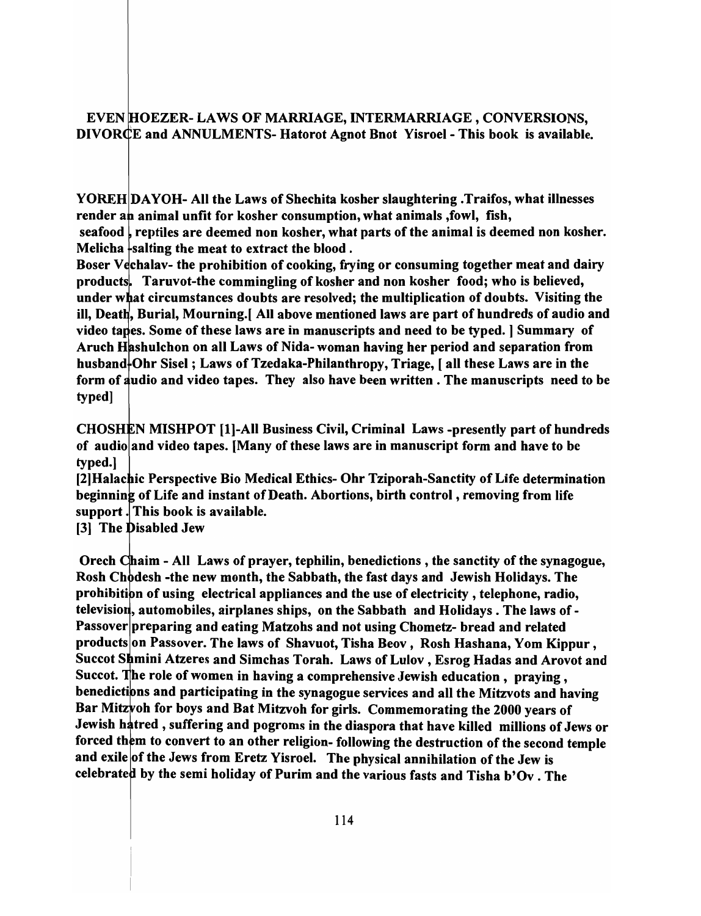**EVEN HOEZER- LAWS OF MARRIAGE, INTERMARRIAGE , CONVERSIONS, DIVORCE and ANNULMENTS- Hatorot Agnot Bnot Yisroel - This book is available.**

**YOREH DAYOH- All the Laws of Shechita kosher slaughtering .Traifos, what illnesses render an animal unfit for kosher consumption, what animals ,fowl, fish, seafood , reptiles are deemed non kosher, what parts of the animal is deemed non kosher. Melicha -salting the meat to extract the blood .**
**Boser Vechalav- the prohibition of cooking, frying or consuming together meat and dairy products. Taruvot-the commingling of kosher and non kosher food; who is believed, under what circumstances doubts are resolved; the multiplication of doubts. Visiting the ill, Death, Burial, Mourning.[ All above mentioned laws are part of hundreds of audio and video tapes. Some of these laws are in manuscripts and need to be typed. ] Summary of Aruch Hashulchon on all Laws of Nida- woman having her period and separation from husband-Ohr Sisel ; Laws of Tzedaka-Philanthropy, Triage, [ all these Laws are in the form of audio and video tapes. They also have been written . The manuscripts need to be typed]**

**CHOSHEN MISHPOT [1]-All Business Civil, Criminal Laws -presently part of hundreds of audio and video tapes. [Many of these laws are in manuscript form and have to be typed.]**
**[2]Halachic Perspective Bio Medical Ethics- Ohr Tziporah-Sanctity of Life determination beginning of Life and instant of Death. Abortions, birth control , removing from life support . This book is available.**
**[3] The Disabled Jew**

**Orech Chaim - All Laws of prayer, tephilin, benedictions , the sanctity of the synagogue, Rosh Chodesh -the new month, the Sabbath, the fast days and Jewish Holidays. The prohibition of using electrical appliances and the use of electricity , telephone, radio, television, automobiles, airplanes ships, on the Sabbath and Holidays . The laws of - Passover preparing and eating Matzohs and not using Chometz- bread and related products on Passover. The laws of Shavuot, Tisha Beov , Rosh Hashana, Yom Kippur , Succot Shmini Atzeres and Simchas Torah. Laws of Lulov , Esrog Hadas and Arovot and Succot. The role of women in having a comprehensive Jewish education , praying , benedictions and participating in the synagogue services and all the Mitzvots and having Bar Mitzvoh for boys and Bat Mitzvoh for girls. Commemorating the 2000 years of Jewish hatred , suffering and pogroms in the diaspora that have killed millions of Jews or forced them to convert to an other religion- following the destruction of the second temple and exile of the Jews from Eretz Yisroel. The physical annihilation of the Jew is celebrated by the semi holiday of Purim and the various fasts and Tisha b'Ov . The**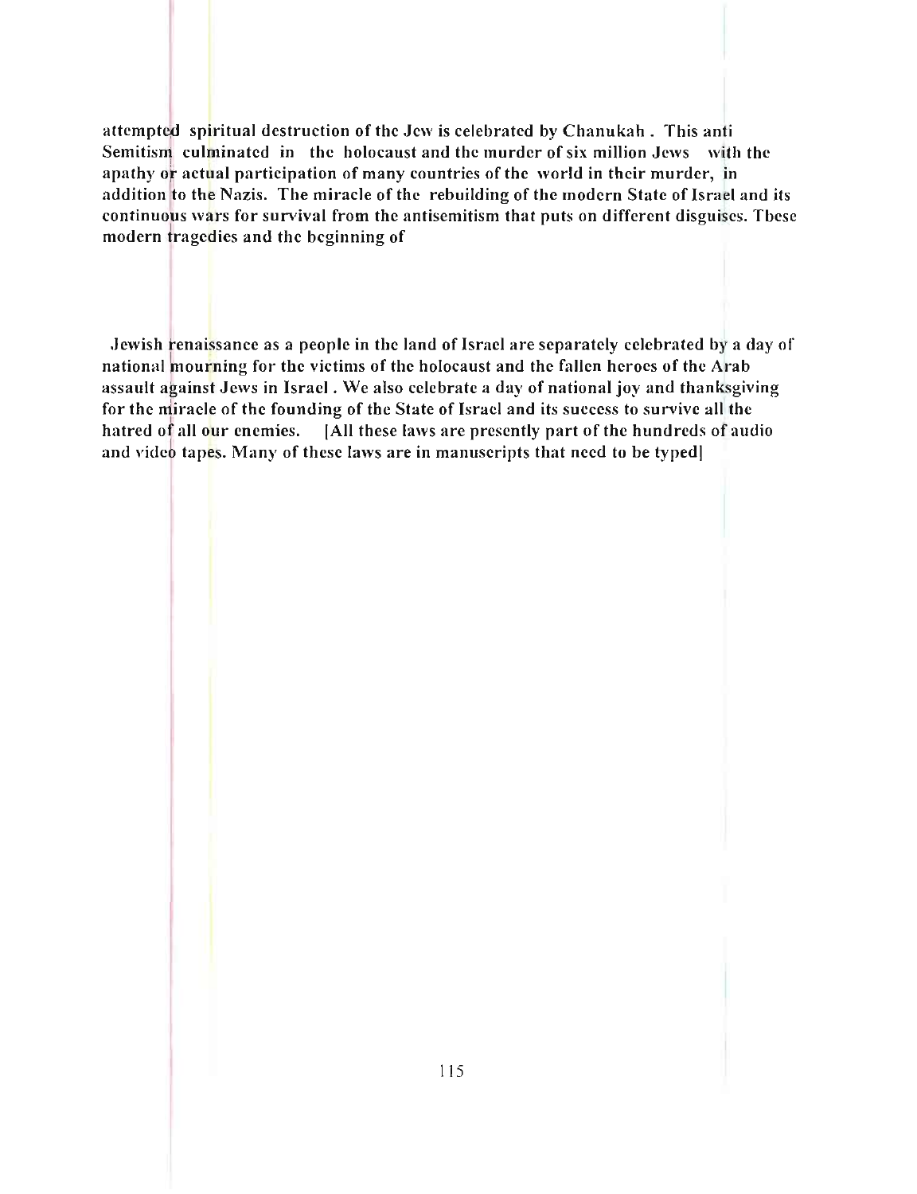attempted spiritual destruction of the Jew is celebrated by Chanukah . This anti Semitism culminated in the holocaust and the murder of six million Jews with the apathy or actual participation of many countries of the world in their murder, in addition to the Nazis. The miracle of the rebuilding of the modern State of Israel and its continuous wars for survival from the antisemitism that puts on different disguises. These modern tragedies and the beginning of

Jewish renaissance as a people in the land of Israel are separately celebrated by a day of national mourning for the victims of the holocaust and the fallen heroes of the Arab assault against Jews in Israel . We also celebrate a day of national joy and thanksgiving for the miracle of the founding of the State of Israel and its success to survive all the hatred of all our enemies. [All these laws are presently part of the hundreds of audio and video tapes. Many of these laws are in manuscripts that need to be typed]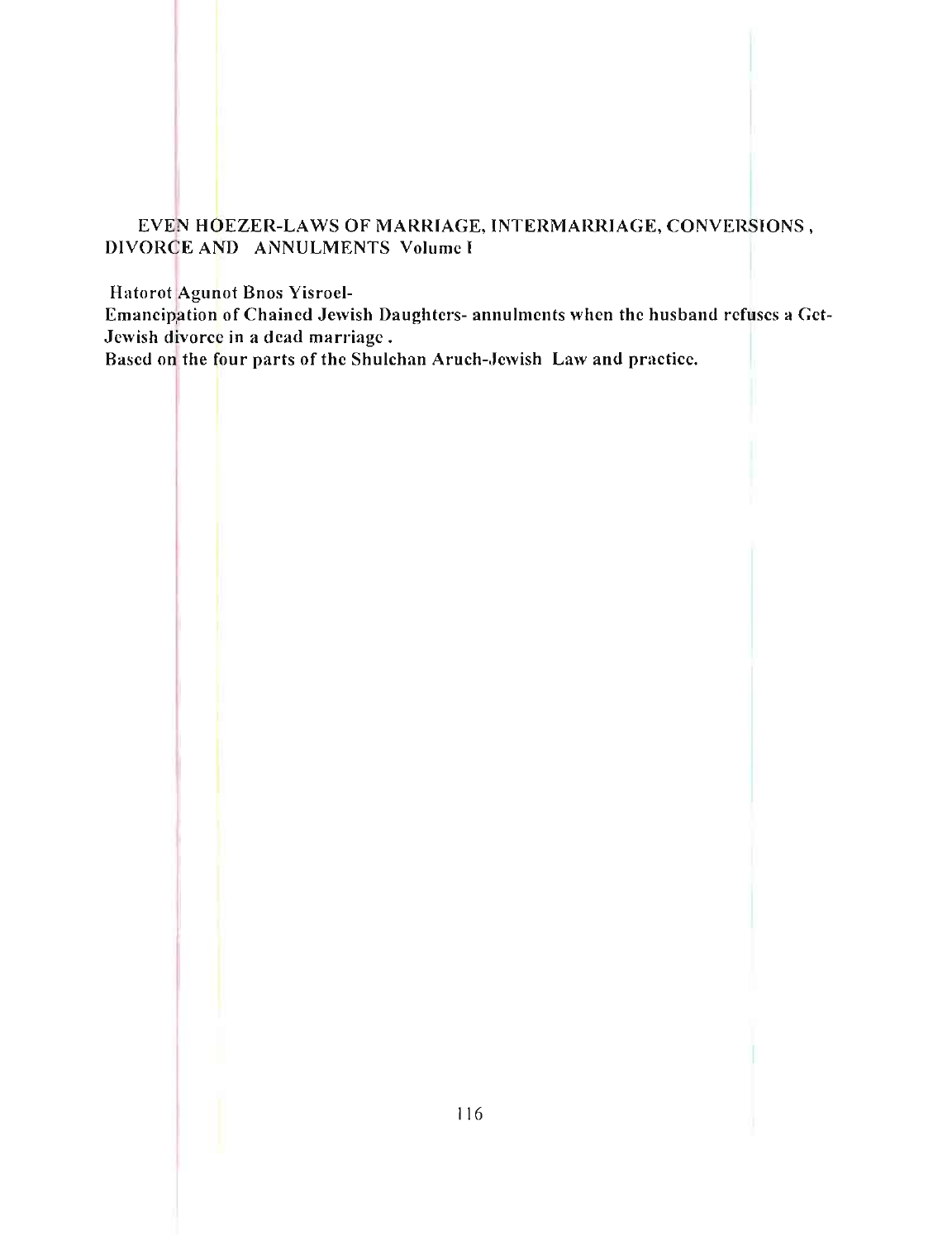EVEN HOEZER-LAWS OF MARRIAGE, INTERMARRIAGE, CONVERSIONS , DIVORCE AND ANNULMENTS Volume I

Hatorot Agunot Bnos Yisroel-

Emancipation of Chained Jewish Daughters- annulments when the husband refuses a Get-Jewish divorce in a dead marriage .

Based on the four parts of the Shulchan Aruch-Jewish Law and practice.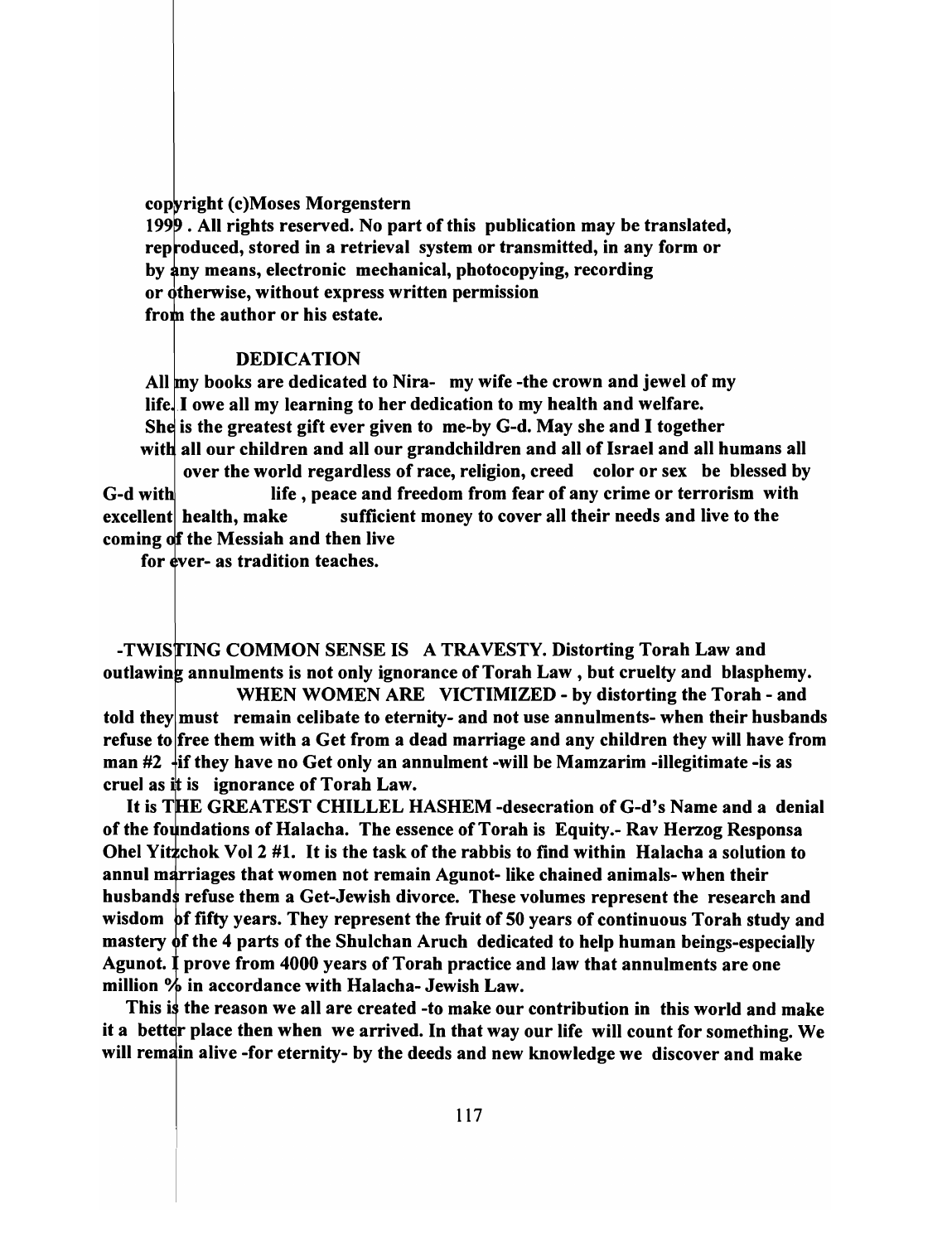**copyright (c)Moses Morgenstern 1999 . All rights reserved. No part of this publication may be translated, reproduced, stored in a retrieval system or transmitted, in any form or by any means, electronic mechanical, photocopying, recording or otherwise, without express written permission from the author or his estate.**

## DEDICATION

**All my books are dedicated to Nira- my wife -the crown and jewel of my life. I owe all my learning to her dedication to my health and welfare. She is the greatest gift ever given to me-by G-d. May she and I together with all our children and all our grandchildren and all of Israel and all humans all over the world regardless of race, religion, creed color or sex be blessed by G-d with life , peace and freedom from fear of any crime or terrorism with excellent health, make sufficient money to cover all their needs and live to the coming of the Messiah and then live for ever- as tradition teaches.**

**-TWISTING COMMON SENSE IS A TRAVESTY. Distorting Torah Law and outlawing annulments is not only ignorance of Torah Law , but cruelty and blasphemy. WHEN WOMEN ARE VICTIMIZED - by distorting the Torah - and told they must remain celibate to eternity- and not use annulments- when their husbands refuse to free them with a Get from a dead marriage and any children they will have from man #2 -if they have no Get only an annulment -will be Mamzarim -illegitimate -is as cruel as it is ignorance of Torah Law.**

**It is THE GREATEST CHILLEL HASHEM -desecration of G-d's Name and a denial of the foundations of Halacha. The essence of Torah is Equity.- Rav Herzog Responsa Ohel Yitzchok Vol 2 #1. It is the task of the rabbis to find within Halacha a solution to annul marriages that women not remain Agunot- like chained animals- when their husbands refuse them a Get-Jewish divorce. These volumes represent the research and wisdom of fifty years. They represent the fruit of 50 years of continuous Torah study and mastery of the 4 parts of the Shulchan Aruch dedicated to help human beings-especially Agunot. I prove from 4000 years of Torah practice and law that annulments are one million % in accordance with Halacha- Jewish Law.**

**This is the reason we all are created -to make our contribution in this world and make it a better place then when we arrived. In that way our life will count for something. We will remain alive -for eternity- by the deeds and new knowledge we discover and make**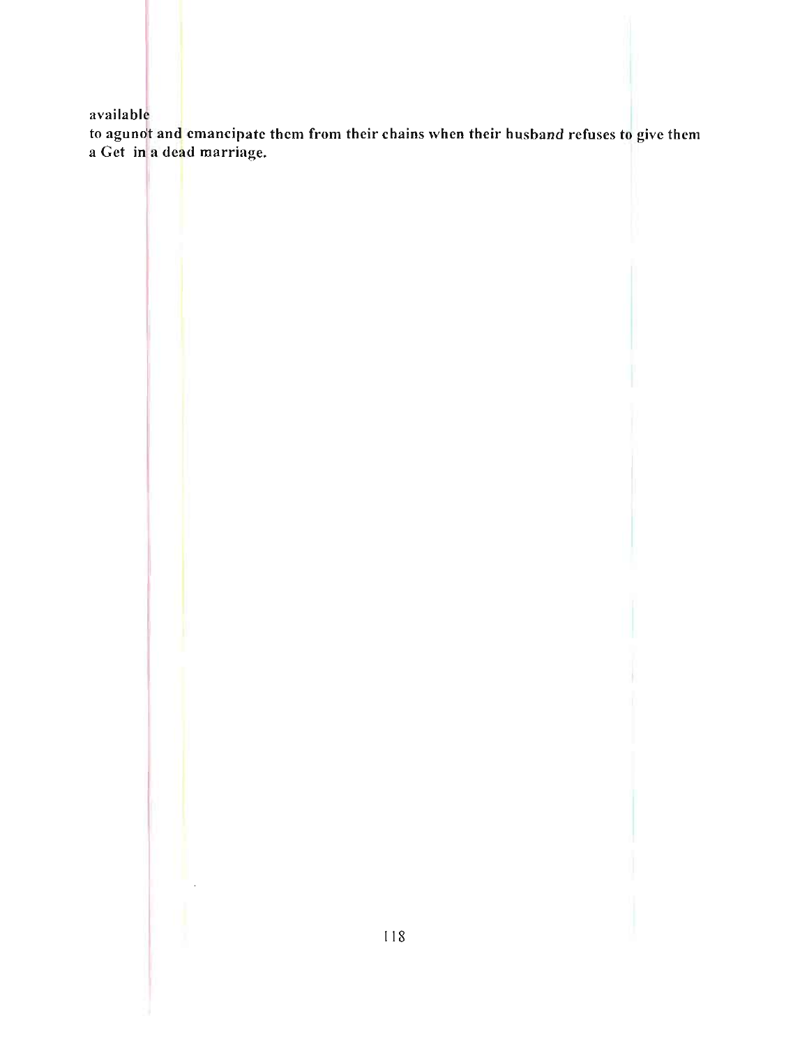available
to agunot and emancipate them from their chains when their husband refuses to give them a Get in a dead marriage.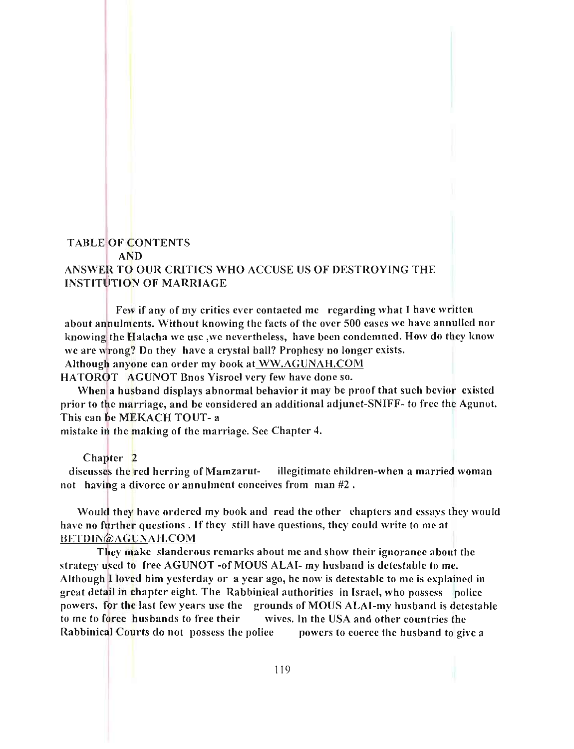# TABLE OF CONTENTS
## AND
## ANSWER TO OUR CRITICS WHO ACCUSE US OF DESTROYING THE INSTITUTION OF MARRIAGE

Few if any of my critics ever contacted me regarding what I have written about annulments. Without knowing the facts of the over 500 cases we have annulled nor knowing the Halacha we use ,we nevertheless, have been condemned. How do they know we are wrong? Do they have a crystal ball? Prophesy no longer exists. Although anyone can order my book at WW.AGUNAH.COM HATOROT AGUNOT Bnos Yisroel very few have done so.

When a husband displays abnormal behavior it may be proof that such bevior existed prior to the marriage, and be considered an additional adjunct-SNIFF- to free the Agunot. This can be MEKACH TOUT- a mistake in the making of the marriage. See Chapter 4.

Chapter 2 discusses the red herring of Mamzarut- illegitimate children-when a married woman not having a divorce or annulment conceives from man #2 .

Would they have ordered my book and read the other chapters and essays they would have no further questions . If they still have questions, they could write to me at BETDIN@AGUNAH.COM

They make slanderous remarks about me and show their ignorance about the strategy used to free AGUNOT -of MOUS ALAI- my husband is detestable to me. Although I loved him yesterday or a year ago, he now is detestable to me is explained in great detail in chapter eight. The Rabbinical authorities in Israel, who possess police powers, for the last few years use the grounds of MOUS ALAI-my husband is detestable to me to force husbands to free their wives. In the USA and other countries the Rabbinical Courts do not possess the police powers to coerce the husband to give a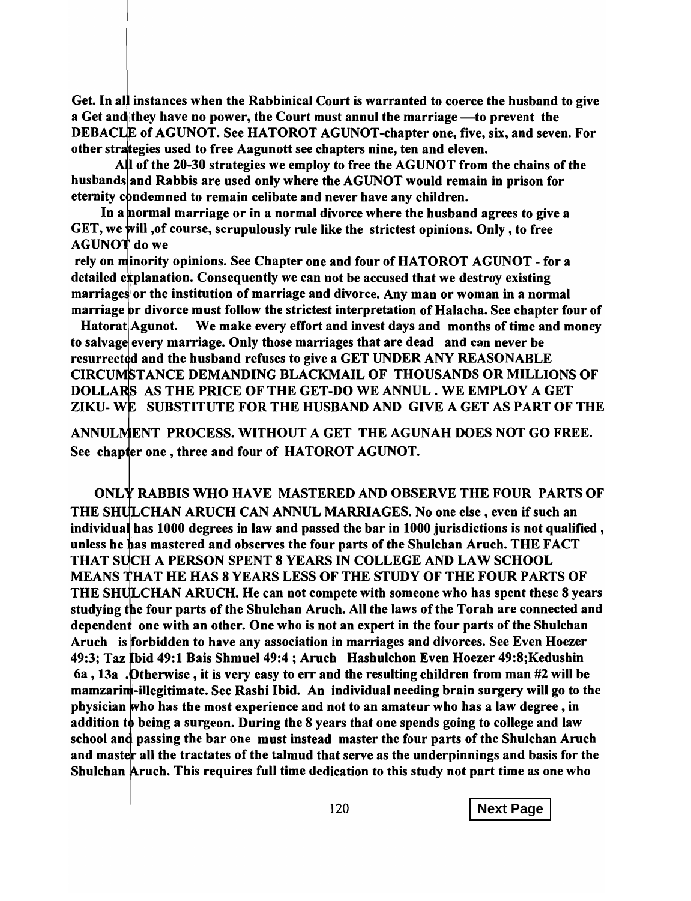**Get. In all instances when the Rabbinical Court is warranted to coerce the husband to give a Get and they have no power, the Court must annul the marriage —to prevent the DEBACLE of AGUNOT. See HATOROT AGUNOT-chapter one, five, six, and seven. For other strategies used to free Aagunott see chapters nine, ten and eleven.**

**All of the 20-30 strategies we employ to free the AGUNOT from the chains of the husbands and Rabbis are used only where the AGUNOT would remain in prison for eternity condemned to remain celibate and never have any children.**

**In a normal marriage or in a normal divorce where the husband agrees to give a GET, we will ,of course, scrupulously rule like the strictest opinions. Only , to free AGUNOT do we rely on minority opinions. See Chapter one and four of HATOROT AGUNOT - for a detailed explanation. Consequently we can not be accused that we destroy existing marriages or the institution of marriage and divorce. Any man or woman in a normal marriage or divorce must follow the strictest interpretation of Halacha. See chapter four of Hatorat Agunot. We make every effort and invest days and months of time and money to salvage every marriage. Only those marriages that are dead and can never be resurrected and the husband refuses to give a GET UNDER ANY REASONABLE CIRCUMSTANCE DEMANDING BLACKMAIL OF THOUSANDS OR MILLIONS OF DOLLARS AS THE PRICE OF THE GET-DO WE ANNUL . WE EMPLOY A GET ZIKU- WE SUBSTITUTE FOR THE HUSBAND AND GIVE A GET AS PART OF THE ANNULMENT PROCESS. WITHOUT A GET THE AGUNAH DOES NOT GO FREE. See chapter one , three and four of HATOROT AGUNOT.**

**ONLY RABBIS WHO HAVE MASTERED AND OBSERVE THE FOUR PARTS OF THE SHULCHAN ARUCH CAN ANNUL MARRIAGES. No one else , even if such an individual has 1000 degrees in law and passed the bar in 1000 jurisdictions is not qualified , unless he has mastered and observes the four parts of the Shulchan Aruch. THE FACT THAT SUCH A PERSON SPENT 8 YEARS IN COLLEGE AND LAW SCHOOL MEANS THAT HE HAS 8 YEARS LESS OF THE STUDY OF THE FOUR PARTS OF THE SHULCHAN ARUCH. He can not compete with someone who has spent these 8 years studying the four parts of the Shulchan Aruch. All the laws of the Torah are connected and dependent one with an other. One who is not an expert in the four parts of the Shulchan Aruch is forbidden to have any association in marriages and divorces. See Even Hoezer 49:3; Taz Ibid 49:1 Bais Shmuel 49:4 ; Aruch Hashulchon Even Hoezer 49:8;Kedushin 6a , 13a .Otherwise , it is very easy to err and the resulting children from man #2 will be mamzarim-illegitimate. See Rashi Ibid. An individual needing brain surgery will go to the physician who has the most experience and not to an amateur who has a law degree , in addition to being a surgeon. During the 8 years that one spends going to college and law school and passing the bar one must instead master the four parts of the Shulchan Aruch and master all the tractates of the talmud that serve as the underpinnings and basis for the Shulchan Aruch. This requires full time dedication to this study not part time as one who**

**Next Page**